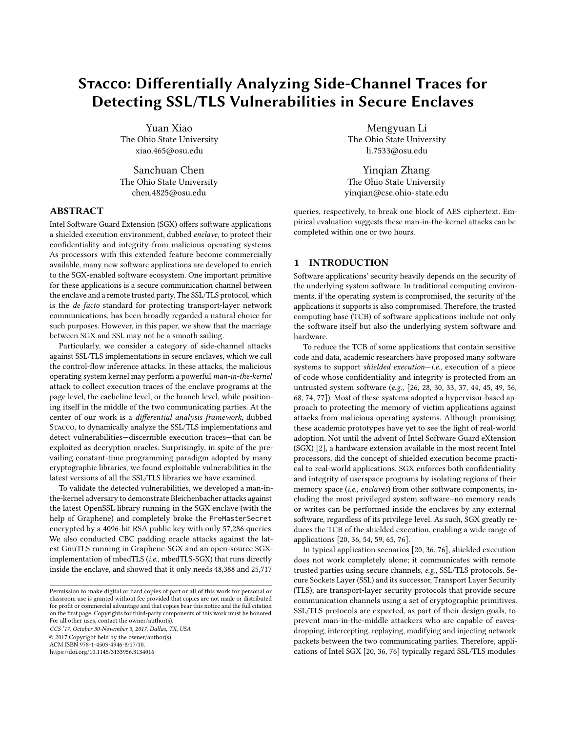# Stacco: Differentially Analyzing Side-Channel Traces for Detecting SSL/TLS Vulnerabilities in Secure Enclaves

Yuan Xiao
The Ohio State University
xiao.465@osu.edu

Mengyuan Li
The Ohio State University
li.7533@osu.edu

Sanchuan Chen
The Ohio State University
chen.4825@osu.edu

Yinqian Zhang
The Ohio State University
yinqian@cse.ohio-state.edu

## ABSTRACT

Intel Software Guard Extension (SGX) offers software applications a shielded execution environment, dubbed *enclave*, to protect their confidentiality and integrity from malicious operating systems. As processors with this extended feature become commercially available, many new software applications are developed to enrich to the SGX-enabled software ecosystem. One important primitive for these applications is a secure communication channel between the enclave and a remote trusted party. The SSL/TLS protocol, which is the *de facto* standard for protecting transport-layer network communications, has been broadly regarded a natural choice for such purposes. However, in this paper, we show that the marriage between SGX and SSL may not be a smooth sailing.

Particularly, we consider a category of side-channel attacks against SSL/TLS implementations in secure enclaves, which we call the control-flow inference attacks. In these attacks, the malicious operating system kernel may perform a powerful *man-in-the-kernel* attack to collect execution traces of the enclave programs at the page level, the cacheline level, or the branch level, while positioning itself in the middle of the two communicating parties. At the center of our work is a *differential analysis framework*, dubbed Stacco, to dynamically analyze the SSL/TLS implementations and detect vulnerabilities—discernible execution traces—that can be exploited as decryption oracles. Surprisingly, in spite of the prevailing constant-time programming paradigm adopted by many cryptographic libraries, we found exploitable vulnerabilities in the latest versions of all the SSL/TLS libraries we have examined.

To validate the detected vulnerabilities, we developed a man-in-the-kernel adversary to demonstrate Bleichenbacher attacks against the latest OpenSSL library running in the SGX enclave (with the help of Graphene) and completely broke the PreMasterSecret encrypted by a 4096-bit RSA public key with only 57,286 queries. We also conducted CBC padding oracle attacks against the latest GnuTLS running in Graphene-SGX and an open-source SGX-implementation of mbedTLS (*i.e.*, mbedTLS-SGX) that runs directly inside the enclave, and showed that it only needs 48,388 and 25,717 queries, respectively, to break one block of AES ciphertext. Empirical evaluation suggests these man-in-the-kernel attacks can be completed within one or two hours.

Permission to make digital or hard copies of part or all of this work for personal or classroom use is granted without fee provided that copies are not made or distributed for profit or commercial advantage and that copies bear this notice and the full citation on the first page. Copyrights for third-party components of this work must be honored. For all other uses, contact the owner/author(s).
*CCS '17, October 30-November 3, 2017, Dallas, TX, USA*
© 2017 Copyright held by the owner/author(s).
ACM ISBN 978-1-4503-4946-8/17/10.
https://doi.org/10.1145/3133956.3134016

## 1 INTRODUCTION

Software applications' security heavily depends on the security of the underlying system software. In traditional computing environments, if the operating system is compromised, the security of the applications it supports is also compromised. Therefore, the trusted computing base (TCB) of software applications include not only the software itself but also the underlying system software and hardware.

To reduce the TCB of some applications that contain sensitive code and data, academic researchers have proposed many software systems to support *shielded execution*—*i.e.*, execution of a piece of code whose confidentiality and integrity is protected from an untrusted system software (*e.g.*, [26, 28, 30, 33, 37, 44, 45, 49, 56, 68, 74, 77]). Most of these systems adopted a hypervisor-based approach to protecting the memory of victim applications against attacks from malicious operating systems. Although promising, these academic prototypes have yet to see the light of real-world adoption. Not until the advent of Intel Software Guard eXtension (SGX) [2], a hardware extension available in the most recent Intel processors, did the concept of shielded execution become practical to real-world applications. SGX enforces both confidentiality and integrity of userspace programs by isolating regions of their memory space (*i.e.*, *enclaves*) from other software components, including the most privileged system software–no memory reads or writes can be performed inside the enclaves by any external software, regardless of its privilege level. As such, SGX greatly reduces the TCB of the shielded execution, enabling a wide range of applications [20, 36, 54, 59, 65, 76].

In typical application scenarios [20, 36, 76], shielded execution does not work completely alone; it communicates with remote trusted parties using secure channels, *e.g.*, SSL/TLS protocols. Secure Sockets Layer (SSL) and its successor, Transport Layer Security (TLS), are transport-layer security protocols that provide secure communication channels using a set of cryptographic primitives. SSL/TLS protocols are expected, as part of their design goals, to prevent man-in-the-middle attackers who are capable of eavesdropping, intercepting, replaying, modifying and injecting network packets between the two communicating parties. Therefore, applications of Intel SGX [20, 36, 76] typically regard SSL/TLS modules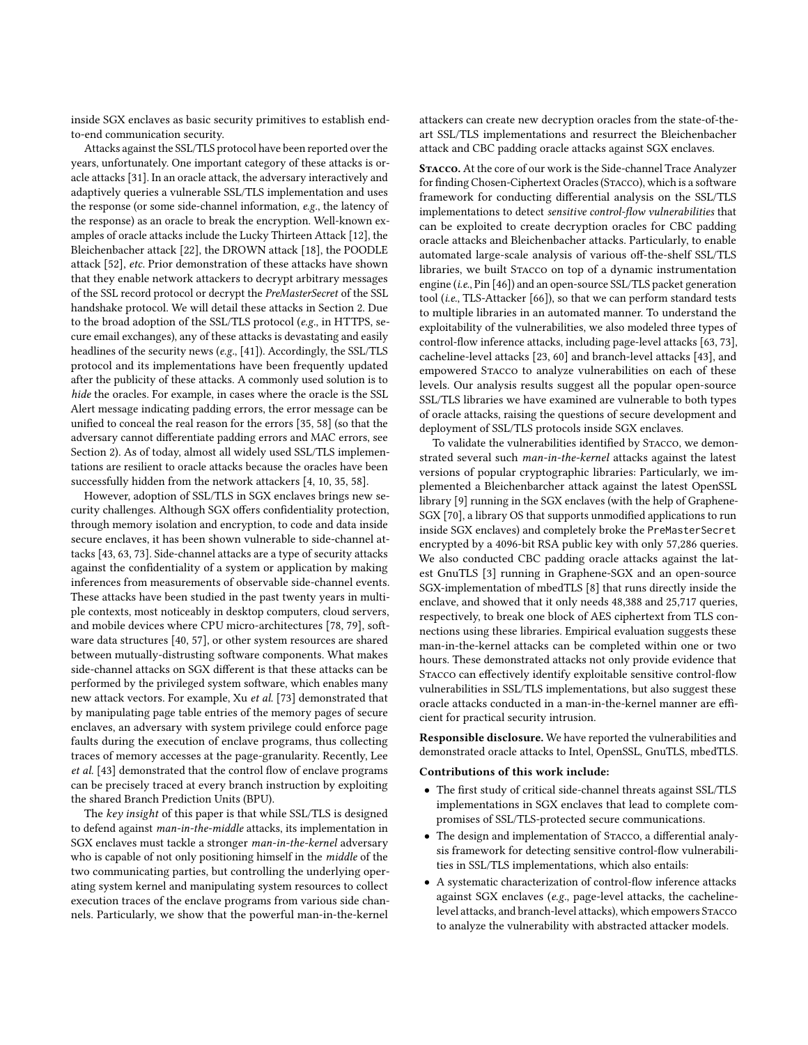inside SGX enclaves as basic security primitives to establish end-to-end communication security.

Attacks against the SSL/TLS protocol have been reported over the years, unfortunately. One important category of these attacks is oracle attacks [31]. In an oracle attack, the adversary interactively and adaptively queries a vulnerable SSL/TLS implementation and uses the response (or some side-channel information, *e.g.*, the latency of the response) as an oracle to break the encryption. Well-known examples of oracle attacks include the Lucky Thirteen Attack [12], the Bleichenbacher attack [22], the DROWN attack [18], the POODLE attack [52], *etc.* Prior demonstration of these attacks have shown that they enable network attackers to decrypt arbitrary messages of the SSL record protocol or decrypt the *PreMasterSecret* of the SSL handshake protocol. We will detail these attacks in Section 2. Due to the broad adoption of the SSL/TLS protocol (*e.g.*, in HTTPS, secure email exchanges), any of these attacks is devastating and easily headlines of the security news (*e.g.*, [41]). Accordingly, the SSL/TLS protocol and its implementations have been frequently updated after the publicity of these attacks. A commonly used solution is to *hide* the oracles. For example, in cases where the oracle is the SSL Alert message indicating padding errors, the error message can be unified to conceal the real reason for the errors [35, 58] (so that the adversary cannot differentiate padding errors and MAC errors, see Section 2). As of today, almost all widely used SSL/TLS implementations are resilient to oracle attacks because the oracles have been successfully hidden from the network attackers [4, 10, 35, 58].

However, adoption of SSL/TLS in SGX enclaves brings new security challenges. Although SGX offers confidentiality protection, through memory isolation and encryption, to code and data inside secure enclaves, it has been shown vulnerable to side-channel attacks [43, 63, 73]. Side-channel attacks are a type of security attacks against the confidentiality of a system or application by making inferences from measurements of observable side-channel events. These attacks have been studied in the past twenty years in multiple contexts, most noticeably in desktop computers, cloud servers, and mobile devices where CPU micro-architectures [78, 79], software data structures [40, 57], or other system resources are shared between mutually-distrusting software components. What makes side-channel attacks on SGX different is that these attacks can be performed by the privileged system software, which enables many new attack vectors. For example, Xu *et al.* [73] demonstrated that by manipulating page table entries of the memory pages of secure enclaves, an adversary with system privilege could enforce page faults during the execution of enclave programs, thus collecting traces of memory accesses at the page-granularity. Recently, Lee *et al.* [43] demonstrated that the control flow of enclave programs can be precisely traced at every branch instruction by exploiting the shared Branch Prediction Units (BPU).

The *key insight* of this paper is that while SSL/TLS is designed to defend against *man-in-the-middle* attacks, its implementation in SGX enclaves must tackle a stronger *man-in-the-kernel* adversary who is capable of not only positioning himself in the *middle* of the two communicating parties, but controlling the underlying operating system kernel and manipulating system resources to collect execution traces of the enclave programs from various side channels. Particularly, we show that the powerful man-in-the-kernel attackers can create new decryption oracles from the state-of-the-art SSL/TLS implementations and resurrect the Bleichenbacher attack and CBC padding oracle attacks against SGX enclaves.

**Stacco.** At the core of our work is the Side-channel Trace Analyzer for finding Chosen-Ciphertext Oracles (Stacco), which is a software framework for conducting differential analysis on the SSL/TLS implementations to detect *sensitive control-flow vulnerabilities* that can be exploited to create decryption oracles for CBC padding oracle attacks and Bleichenbacher attacks. Particularly, to enable automated large-scale analysis of various off-the-shelf SSL/TLS libraries, we built Stacco on top of a dynamic instrumentation engine (*i.e.*, Pin [46]) and an open-source SSL/TLS packet generation tool (*i.e.*, TLS-Attacker [66]), so that we can perform standard tests to multiple libraries in an automated manner. To understand the exploitability of the vulnerabilities, we also modeled three types of control-flow inference attacks, including page-level attacks [63, 73], cacheline-level attacks [23, 60] and branch-level attacks [43], and empowered Stacco to analyze vulnerabilities on each of these levels. Our analysis results suggest all the popular open-source SSL/TLS libraries we have examined are vulnerable to both types of oracle attacks, raising the questions of secure development and deployment of SSL/TLS protocols inside SGX enclaves.

To validate the vulnerabilities identified by Stacco, we demonstrated several such *man-in-the-kernel* attacks against the latest versions of popular cryptographic libraries: Particularly, we implemented a Bleichenbarcher attack against the latest OpenSSL library [9] running in the SGX enclaves (with the help of Graphene-SGX [70], a library OS that supports unmodified applications to run inside SGX enclaves) and completely broke the `PreMasterSecret` encrypted by a 4096-bit RSA public key with only 57,286 queries. We also conducted CBC padding oracle attacks against the latest GnuTLS [3] running in Graphene-SGX and an open-source SGX-implementation of mbedTLS [8] that runs directly inside the enclave, and showed that it only needs 48,388 and 25,717 queries, respectively, to break one block of AES ciphertext from TLS connections using these libraries. Empirical evaluation suggests these man-in-the-kernel attacks can be completed within one or two hours. These demonstrated attacks not only provide evidence that Stacco can effectively identify exploitable sensitive control-flow vulnerabilities in SSL/TLS implementations, but also suggest these oracle attacks conducted in a man-in-the-kernel manner are efficient for practical security intrusion.

**Responsible disclosure.** We have reported the vulnerabilities and demonstrated oracle attacks to Intel, OpenSSL, GnuTLS, mbedTLS.

**Contributions of this work include:**

- The first study of critical side-channel threats against SSL/TLS implementations in SGX enclaves that lead to complete compromises of SSL/TLS-protected secure communications.
- The design and implementation of Stacco, a differential analysis framework for detecting sensitive control-flow vulnerabilities in SSL/TLS implementations, which also entails:
- A systematic characterization of control-flow inference attacks against SGX enclaves (*e.g.*, page-level attacks, the cacheline-level attacks, and branch-level attacks), which empowers Stacco to analyze the vulnerability with abstracted attacker models.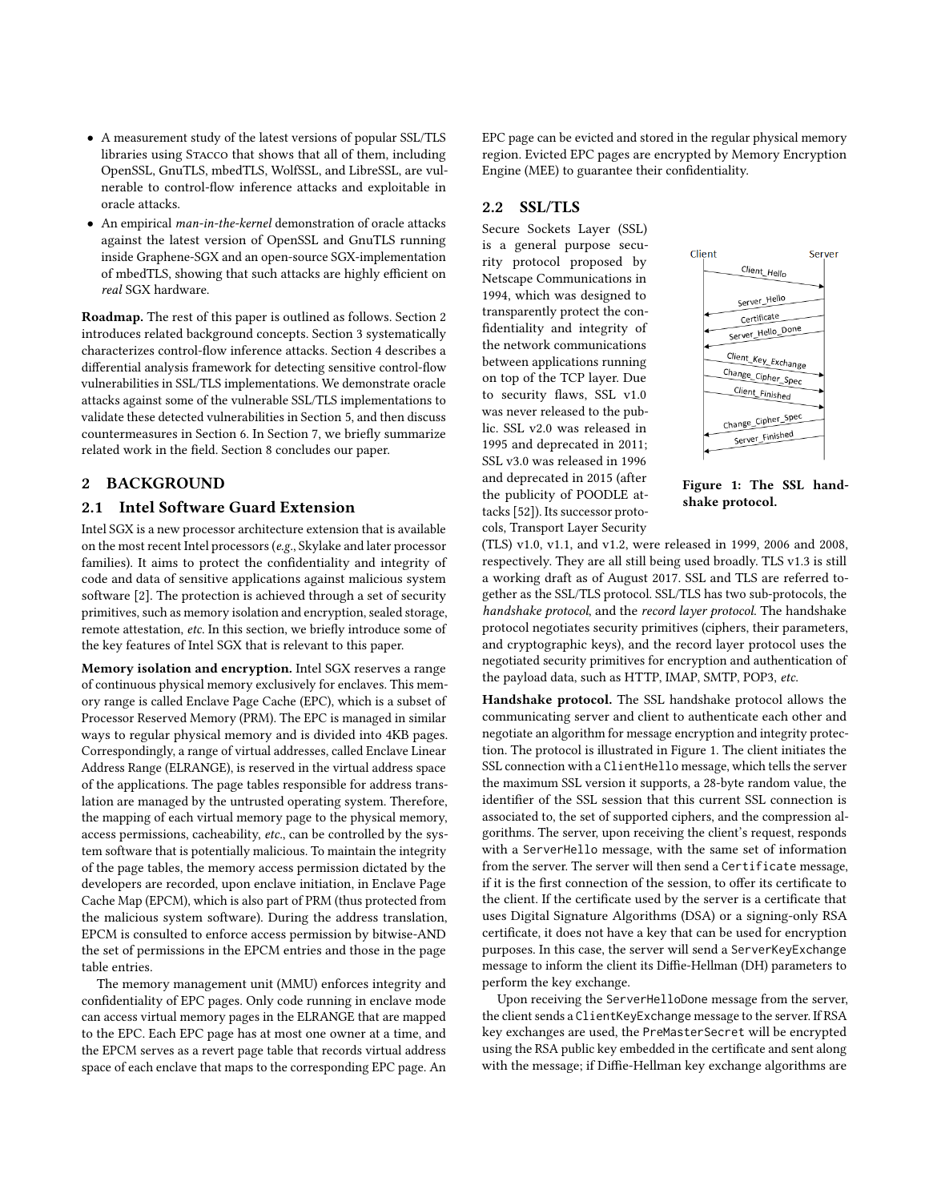- A measurement study of the latest versions of popular SSL/TLS libraries using Stacco that shows that all of them, including OpenSSL, GnuTLS, mbedTLS, WolfSSL, and LibreSSL, are vulnerable to control-flow inference attacks and exploitable in oracle attacks.
- An empirical *man-in-the-kernel* demonstration of oracle attacks against the latest version of OpenSSL and GnuTLS running inside Graphene-SGX and an open-source SGX-implementation of mbedTLS, showing that such attacks are highly efficient on *real* SGX hardware.

**Roadmap.** The rest of this paper is outlined as follows. Section 2 introduces related background concepts. Section 3 systematically characterizes control-flow inference attacks. Section 4 describes a differential analysis framework for detecting sensitive control-flow vulnerabilities in SSL/TLS implementations. We demonstrate oracle attacks against some of the vulnerable SSL/TLS implementations to validate these detected vulnerabilities in Section 5, and then discuss countermeasures in Section 6. In Section 7, we briefly summarize related work in the field. Section 8 concludes our paper.

## 2 BACKGROUND

### 2.1 Intel Software Guard Extension

Intel SGX is a new processor architecture extension that is available on the most recent Intel processors (*e.g.*, Skylake and later processor families). It aims to protect the confidentiality and integrity of code and data of sensitive applications against malicious system software [2]. The protection is achieved through a set of security primitives, such as memory isolation and encryption, sealed storage, remote attestation, *etc.* In this section, we briefly introduce some of the key features of Intel SGX that is relevant to this paper.

**Memory isolation and encryption.** Intel SGX reserves a range of continuous physical memory exclusively for enclaves. This memory range is called Enclave Page Cache (EPC), which is a subset of Processor Reserved Memory (PRM). The EPC is managed in similar ways to regular physical memory and is divided into 4KB pages. Correspondingly, a range of virtual addresses, called Enclave Linear Address Range (ELRANGE), is reserved in the virtual address space of the applications. The page tables responsible for address translation are managed by the untrusted operating system. Therefore, the mapping of each virtual memory page to the physical memory, access permissions, cacheability, *etc.*, can be controlled by the system software that is potentially malicious. To maintain the integrity of the page tables, the memory access permission dictated by the developers are recorded, upon enclave initiation, in Enclave Page Cache Map (EPCM), which is also part of PRM (thus protected from the malicious system software). During the address translation, EPCM is consulted to enforce access permission by bitwise-AND the set of permissions in the EPCM entries and those in the page table entries.

The memory management unit (MMU) enforces integrity and confidentiality of EPC pages. Only code running in enclave mode can access virtual memory pages in the ELRANGE that are mapped to the EPC. Each EPC page has at most one owner at a time, and the EPCM serves as a revert page table that records virtual address space of each enclave that maps to the corresponding EPC page. An EPC page can be evicted and stored in the regular physical memory region. Evicted EPC pages are encrypted by Memory Encryption Engine (MEE) to guarantee their confidentiality.

### 2.2 SSL/TLS

Secure Sockets Layer (SSL) is a general purpose security protocol proposed by Netscape Communications in 1994, which was designed to transparently protect the confidentiality and integrity of the network communications between applications running on top of the TCP layer. Due to security flaws, SSL v1.0 was never released to the public. SSL v2.0 was released in 1995 and deprecated in 2011; SSL v3.0 was released in 1996 and deprecated in 2015 (after the publicity of POODLE attacks [52]). Its successor protocols, Transport Layer Security (TLS) v1.0, v1.1, and v1.2, were released in 1999, 2006 and 2008, respectively. They are all still being used broadly. TLS v1.3 is still a working draft as of August 2017. SSL and TLS are referred together as the SSL/TLS protocol. SSL/TLS has two sub-protocols, the *handshake protocol*, and the *record layer protocol*. The handshake protocol negotiates security primitives (ciphers, their parameters, and cryptographic keys), and the record layer protocol uses the negotiated security primitives for encryption and authentication of the payload data, such as HTTP, IMAP, SMTP, POP3, *etc.*

**Figure 1: The SSL handshake protocol.**

**Handshake protocol.** The SSL handshake protocol allows the communicating server and client to authenticate each other and negotiate an algorithm for message encryption and integrity protection. The protocol is illustrated in Figure 1. The client initiates the SSL connection with a `ClientHello` message, which tells the server the maximum SSL version it supports, a 28-byte random value, the identifier of the SSL session that this current SSL connection is associated to, the set of supported ciphers, and the compression algorithms. The server, upon receiving the client's request, responds with a `ServerHello` message, with the same set of information from the server. The server will then send a `Certificate` message, if it is the first connection of the session, to offer its certificate to the client. If the certificate used by the server is a certificate that uses Digital Signature Algorithms (DSA) or a signing-only RSA certificate, it does not have a key that can be used for encryption purposes. In this case, the server will send a `ServerKeyExchange` message to inform the client its Diffie-Hellman (DH) parameters to perform the key exchange.

Upon receiving the `ServerHelloDone` message from the server, the client sends a `ClientKeyExchange` message to the server. If RSA key exchanges are used, the `PreMasterSecret` will be encrypted using the RSA public key embedded in the certificate and sent along with the message; if Diffie-Hellman key exchange algorithms are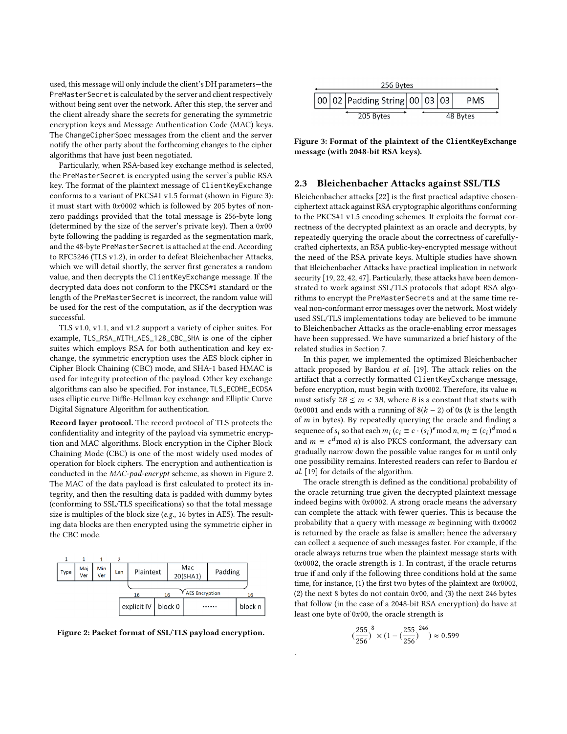used, this message will only include the client's DH parameters—the `PreMasterSecret` is calculated by the server and client respectively without being sent over the network. After this step, the server and the client already share the secrets for generating the symmetric encryption keys and Message Authentication Code (MAC) keys. The `ChangeCipherSpec` messages from the client and the server notify the other party about the forthcoming changes to the cipher algorithms that have just been negotiated.

Particularly, when RSA-based key exchange method is selected, the `PreMasterSecret` is encrypted using the server's public RSA key. The format of the plaintext message of `ClientKeyExchange` conforms to a variant of PKCS#1 v1.5 format (shown in Figure 3): it must start with 0x0002 which is followed by 205 bytes of non-zero paddings provided that the total message is 256-byte long (determined by the size of the server's private key). Then a 0x00 byte following the padding is regarded as the segmentation mark, and the 48-byte `PreMasterSecret` is attached at the end. According to RFC5246 (TLS v1.2), in order to defeat Bleichenbacher Attacks, which we will detail shortly, the server first generates a random value, and then decrypts the `ClientKeyExchange` message. If the decrypted data does not conform to the PKCS#1 standard or the length of the `PreMasterSecret` is incorrect, the random value will be used for the rest of the computation, as if the decryption was successful.

TLS v1.0, v1.1, and v1.2 support a variety of cipher suites. For example, `TLS_RSA_WITH_AES_128_CBC_SHA` is one of the cipher suites which employs RSA for both authentication and key exchange, the symmetric encryption uses the AES block cipher in Cipher Block Chaining (CBC) mode, and SHA-1 based HMAC is used for integrity protection of the payload. Other key exchange algorithms can also be specified. For instance, `TLS_ECDHE_ECDSA` uses elliptic curve Diffie-Hellman key exchange and Elliptic Curve Digital Signature Algorithm for authentication.

**Record layer protocol.** The record protocol of TLS protects the confidentiality and integrity of the payload via symmetric encryption and MAC algorithms. Block encryption in the Cipher Block Chaining Mode (CBC) is one of the most widely used modes of operation for block ciphers. The encryption and authentication is conducted in the *MAC-pad-encrypt* scheme, as shown in Figure 2. The MAC of the data payload is first calculated to protect its integrity, and then the resulting data is padded with dummy bytes (conforming to SSL/TLS specifications) so that the total message size is multiples of the block size (*e.g.*, 16 bytes in AES). The resulting data blocks are then encrypted using the symmetric cipher in the CBC mode.

| Type | Maj Ver | Min Ver | Len | Plaintext | Mac 20(SHA1) | Padding |
|---|---|---|---|---|---|---|
| 1 | 1 | 1 | 2 | | | |

(AES Encryption)

| explicit IV | block 0 | ······ | block n |
|---|---|---|---|
| 16 | 16 | | 16 |

**Figure 2: Packet format of SSL/TLS payload encryption.**

256 Bytes

| 00 | 02 | Padding String | 00 | 03 | 03 | PMS |
|---|---|---|---|---|---|---|
| | | 205 Bytes | | 48 Bytes | | |

**Figure 3: Format of the plaintext of the `ClientKeyExchange` message (with 2048-bit RSA keys).**

## 2.3 Bleichenbacher Attacks against SSL/TLS

Bleichenbacher attacks [22] is the first practical adaptive chosen-ciphertext attack against RSA cryptographic algorithms conforming to the PKCS#1 v1.5 encoding schemes. It exploits the format correctness of the decrypted plaintext as an oracle and decrypts, by repeatedly querying the oracle about the correctness of carefully-crafted ciphertexts, an RSA public-key-encrypted message without the need of the RSA private keys. Multiple studies have shown that Bleichenbacher Attacks have practical implication in network security [19, 22, 42, 47]. Particularly, these attacks have been demonstrated to work against SSL/TLS protocols that adopt RSA algorithms to encrypt the `PreMasterSecrets` and at the same time reveal non-conformant error messages over the network. Most widely used SSL/TLS implementations today are believed to be immune to Bleichenbacher Attacks as the oracle-enabling error messages have been suppressed. We have summarized a brief history of the related studies in Section 7.

In this paper, we implemented the optimized Bleichenbacher attack proposed by Bardou *et al.* [19]. The attack relies on the artifact that a correctly formatted `ClientKeyExchange` message, before encryption, must begin with 0x0002. Therefore, its value $m$ must satisfy $2B \leq m < 3B$, where $B$ is a constant that starts with 0x0001 and ends with a running of $8(k-2)$ of 0s ($k$ is the length of $m$ in bytes). By repeatedly querying the oracle and finding a sequence of $s_i$ so that each $m_i$ ($c_i \equiv c \cdot (s_i)^e \bmod n$, $m_i \equiv (c_i)^d \bmod n$ and $m \equiv c^d \bmod n$) is also PKCS conformant, the adversary can gradually narrow down the possible value ranges for $m$ until only one possibility remains. Interested readers can refer to Bardou *et al.* [19] for details of the algorithm.

The oracle strength is defined as the conditional probability of the oracle returning true given the decrypted plaintext message indeed begins with 0x0002. A strong oracle means the adversary can complete the attack with fewer queries. This is because the probability that a query with message $m$ beginning with 0x0002 is returned by the oracle as false is smaller; hence the adversary can collect a sequence of such messages faster. For example, if the oracle always returns true when the plaintext message starts with 0x0002, the oracle strength is 1. In contrast, if the oracle returns true if and only if the following three conditions hold at the same time, for instance, (1) the first two bytes of the plaintext are 0x0002, (2) the next 8 bytes do not contain 0x00, and (3) the next 246 bytes that follow (in the case of a 2048-bit RSA encryption) do have at least one byte of 0x00, the oracle strength is

$$\left(\frac{255}{256}\right)^{8} \times \left(1 - \left(\frac{255}{256}\right)^{246}\right) \approx 0.599$$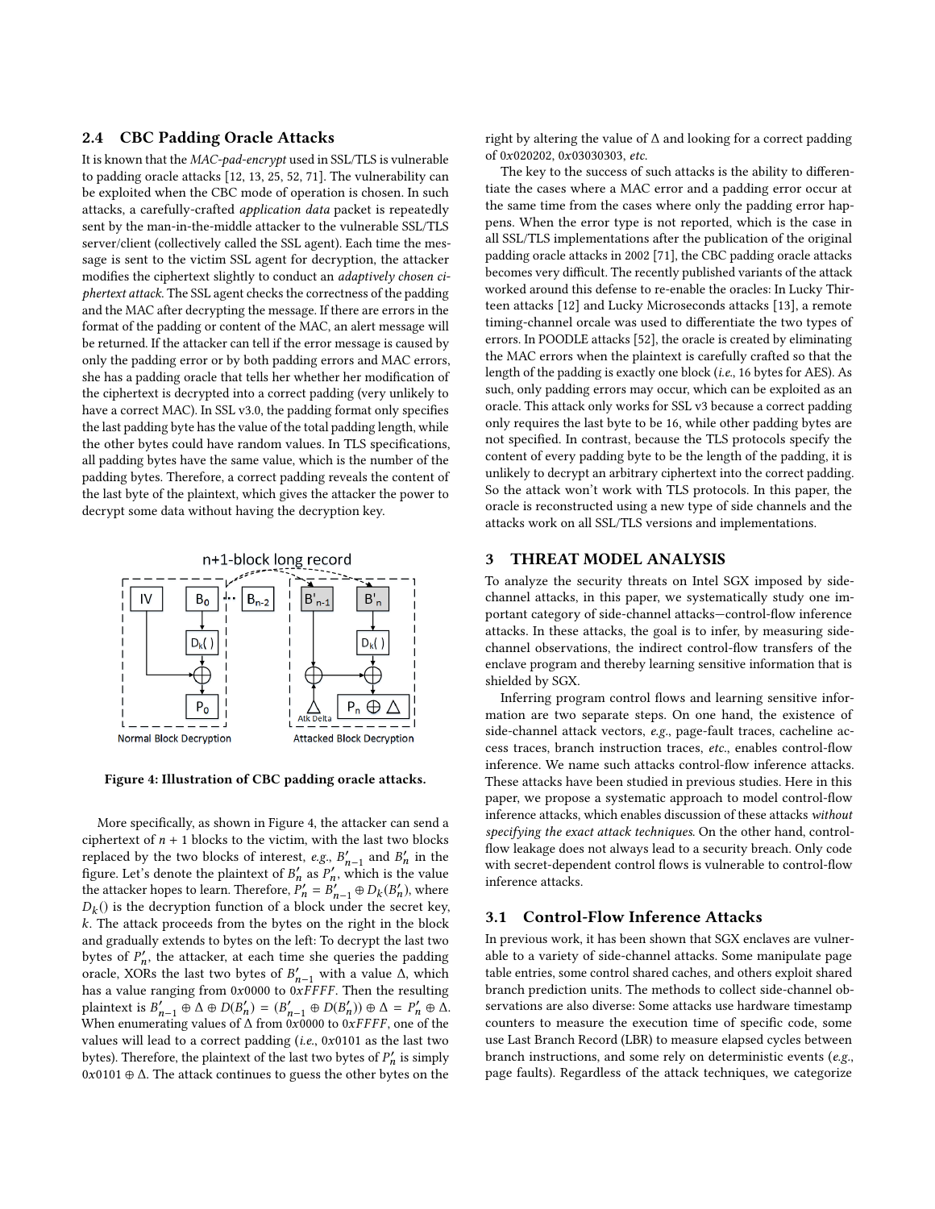### 2.4 CBC Padding Oracle Attacks

It is known that the *MAC-pad-encrypt* used in SSL/TLS is vulnerable to padding oracle attacks [12, 13, 25, 52, 71]. The vulnerability can be exploited when the CBC mode of operation is chosen. In such attacks, a carefully-crafted *application data* packet is repeatedly sent by the man-in-the-middle attacker to the vulnerable SSL/TLS server/client (collectively called the SSL agent). Each time the message is sent to the victim SSL agent for decryption, the attacker modifies the ciphertext slightly to conduct an *adaptively chosen ciphertext attack*. The SSL agent checks the correctness of the padding and the MAC after decrypting the message. If there are errors in the format of the padding or content of the MAC, an alert message will be returned. If the attacker can tell if the error message is caused by only the padding error or by both padding errors and MAC errors, she has a padding oracle that tells her whether her modification of the ciphertext is decrypted into a correct padding (very unlikely to have a correct MAC). In SSL v3.0, the padding format only specifies the last padding byte has the value of the total padding length, while the other bytes could have random values. In TLS specifications, all padding bytes have the same value, which is the number of the padding bytes. Therefore, a correct padding reveals the content of the last byte of the plaintext, which gives the attacker the power to decrypt some data without having the decryption key.

Figure 4: Illustration of CBC padding oracle attacks.

More specifically, as shown in Figure 4, the attacker can send a ciphertext of $n+1$ blocks to the victim, with the last two blocks replaced by the two blocks of interest, *e.g.*, $B'_{n-1}$ and $B'_n$ in the figure. Let's denote the plaintext of $B'_n$ as $P'_n$, which is the value the attacker hopes to learn. Therefore, $P'_n = B'_{n-1} \oplus D_k(B'_n)$, where $D_k()$ is the decryption function of a block under the secret key, $k$. The attack proceeds from the bytes on the right in the block and gradually extends to bytes on the left: To decrypt the last two bytes of $P'_n$, the attacker, at each time she queries the padding oracle, XORs the last two bytes of $B'_{n-1}$ with a value $\Delta$, which has a value ranging from $0x0000$ to $0xFFFF$. Then the resulting plaintext is $B'_{n-1} \oplus \Delta \oplus D(B'_n) = (B'_{n-1} \oplus D(B'_n)) \oplus \Delta = P'_n \oplus \Delta$. When enumerating values of $\Delta$ from $0x0000$ to $0xFFFF$, one of the values will lead to a correct padding (*i.e.*, $0x0101$ as the last two bytes). Therefore, the plaintext of the last two bytes of $P'_n$ is simply $0x0101 \oplus \Delta$. The attack continues to guess the other bytes on the right by altering the value of $\Delta$ and looking for a correct padding of $0x020202$, $0x03030303$, *etc.*

The key to the success of such attacks is the ability to differentiate the cases where a MAC error and a padding error occur at the same time from the cases where only the padding error happens. When the error type is not reported, which is the case in all SSL/TLS implementations after the publication of the original padding oracle attacks in 2002 [71], the CBC padding oracle attacks becomes very difficult. The recently published variants of the attack worked around this defense to re-enable the oracles: In Lucky Thirteen attacks [12] and Lucky Microseconds attacks [13], a remote timing-channel orcale was used to differentiate the two types of errors. In POODLE attacks [52], the oracle is created by eliminating the MAC errors when the plaintext is carefully crafted so that the length of the padding is exactly one block (*i.e.*, 16 bytes for AES). As such, only padding errors may occur, which can be exploited as an oracle. This attack only works for SSL v3 because a correct padding only requires the last byte to be 16, while other padding bytes are not specified. In contrast, because the TLS protocols specify the content of every padding byte to be the length of the padding, it is unlikely to decrypt an arbitrary ciphertext into the correct padding. So the attack won't work with TLS protocols. In this paper, the oracle is reconstructed using a new type of side channels and the attacks work on all SSL/TLS versions and implementations.

## 3 THREAT MODEL ANALYSIS

To analyze the security threats on Intel SGX imposed by side-channel attacks, in this paper, we systematically study one important category of side-channel attacks—control-flow inference attacks. In these attacks, the goal is to infer, by measuring side-channel observations, the indirect control-flow transfers of the enclave program and thereby learning sensitive information that is shielded by SGX.

Inferring program control flows and learning sensitive information are two separate steps. On one hand, the existence of side-channel attack vectors, *e.g.*, page-fault traces, cacheline access traces, branch instruction traces, *etc.*, enables control-flow inference. We name such attacks control-flow inference attacks. These attacks have been studied in previous studies. Here in this paper, we propose a systematic approach to model control-flow inference attacks, which enables discussion of these attacks *without specifying the exact attack techniques*. On the other hand, control-flow leakage does not always lead to a security breach. Only code with secret-dependent control flows is vulnerable to control-flow inference attacks.

### 3.1 Control-Flow Inference Attacks

In previous work, it has been shown that SGX enclaves are vulnerable to a variety of side-channel attacks. Some manipulate page table entries, some control shared caches, and others exploit shared branch prediction units. The methods to collect side-channel observations are also diverse: Some attacks use hardware timestamp counters to measure the execution time of specific code, some use Last Branch Record (LBR) to measure elapsed cycles between branch instructions, and some rely on deterministic events (*e.g.*, page faults). Regardless of the attack techniques, we categorize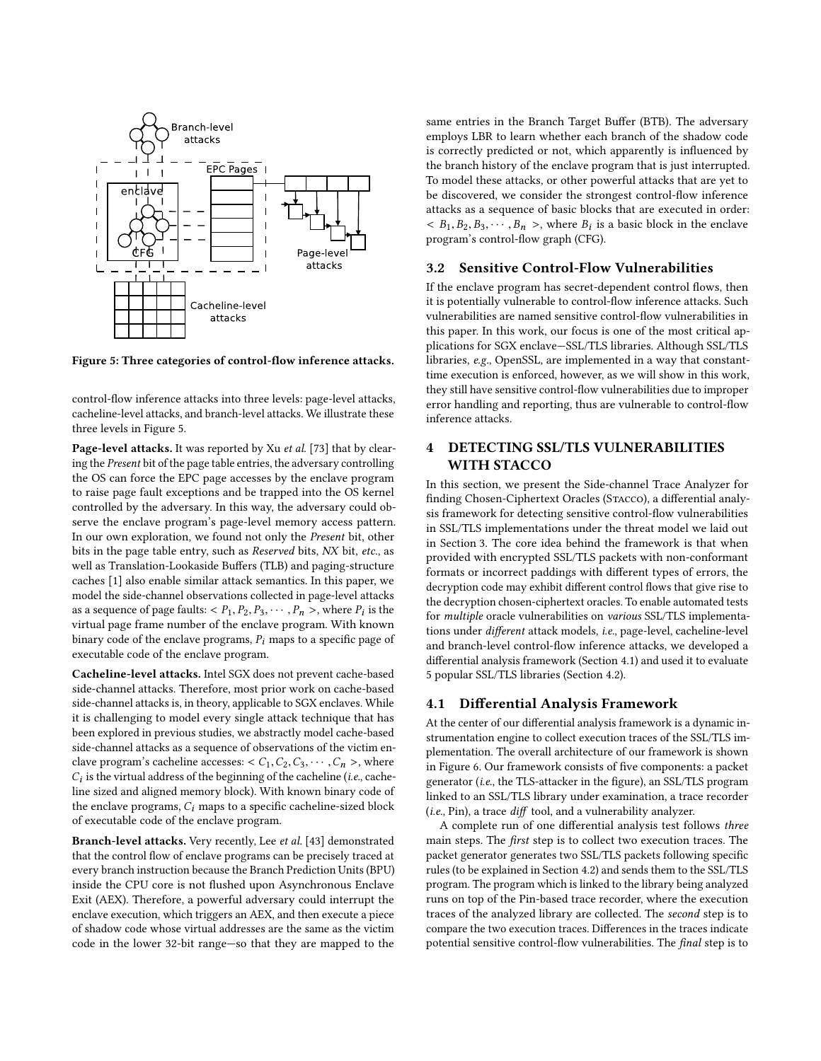Figure 5: Three categories of control-flow inference attacks.

control-flow inference attacks into three levels: page-level attacks, cacheline-level attacks, and branch-level attacks. We illustrate these three levels in Figure 5.

**Page-level attacks.** It was reported by Xu *et al.* [73] that by clearing the *Present* bit of the page table entries, the adversary controlling the OS can force the EPC page accesses by the enclave program to raise page fault exceptions and be trapped into the OS kernel controlled by the adversary. In this way, the adversary could observe the enclave program's page-level memory access pattern. In our own exploration, we found not only the *Present* bit, other bits in the page table entry, such as *Reserved* bits, *NX* bit, *etc.*, as well as Translation-Lookaside Buffers (TLB) and paging-structure caches [1] also enable similar attack semantics. In this paper, we model the side-channel observations collected in page-level attacks as a sequence of page faults: $< P_1, P_2, P_3, \cdots, P_n >$, where $P_i$ is the virtual page frame number of the enclave program. With known binary code of the enclave programs, $P_i$ maps to a specific page of executable code of the enclave program.

**Cacheline-level attacks.** Intel SGX does not prevent cache-based side-channel attacks. Therefore, most prior work on cache-based side-channel attacks is, in theory, applicable to SGX enclaves. While it is challenging to model every single attack technique that has been explored in previous studies, we abstractly model cache-based side-channel attacks as a sequence of observations of the victim enclave program's cacheline accesses: $< C_1, C_2, C_3, \cdots, C_n >$, where $C_i$ is the virtual address of the beginning of the cacheline (*i.e.*, cacheline sized and aligned memory block). With known binary code of the enclave programs, $C_i$ maps to a specific cacheline-sized block of executable code of the enclave program.

**Branch-level attacks.** Very recently, Lee *et al.* [43] demonstrated that the control flow of enclave programs can be precisely traced at every branch instruction because the Branch Prediction Units (BPU) inside the CPU core is not flushed upon Asynchronous Enclave Exit (AEX). Therefore, a powerful adversary could interrupt the enclave execution, which triggers an AEX, and then execute a piece of shadow code whose virtual addresses are the same as the victim code in the lower 32-bit range—so that they are mapped to the same entries in the Branch Target Buffer (BTB). The adversary employs LBR to learn whether each branch of the shadow code is correctly predicted or not, which apparently is influenced by the branch history of the enclave program that is just interrupted. To model these attacks, or other powerful attacks that are yet to be discovered, we consider the strongest control-flow inference attacks as a sequence of basic blocks that are executed in order: $< B_1, B_2, B_3, \cdots, B_n >$, where $B_i$ is a basic block in the enclave program's control-flow graph (CFG).

## 3.2 Sensitive Control-Flow Vulnerabilities

If the enclave program has secret-dependent control flows, then it is potentially vulnerable to control-flow inference attacks. Such vulnerabilities are named sensitive control-flow vulnerabilities in this paper. In this work, our focus is one of the most critical applications for SGX enclave—SSL/TLS libraries. Although SSL/TLS libraries, *e.g.*, OpenSSL, are implemented in a way that constant-time execution is enforced, however, as we will show in this work, they still have sensitive control-flow vulnerabilities due to improper error handling and reporting, thus are vulnerable to control-flow inference attacks.

# 4 DETECTING SSL/TLS VULNERABILITIES WITH STACCO

In this section, we present the Side-channel Trace Analyzer for finding Chosen-Ciphertext Oracles (STACCO), a differential analysis framework for detecting sensitive control-flow vulnerabilities in SSL/TLS implementations under the threat model we laid out in Section 3. The core idea behind the framework is that when provided with encrypted SSL/TLS packets with non-conformant formats or incorrect paddings with different types of errors, the decryption code may exhibit different control flows that give rise to the decryption chosen-ciphertext oracles. To enable automated tests for *multiple* oracle vulnerabilities on *various* SSL/TLS implementations under *different* attack models, *i.e.*, page-level, cacheline-level and branch-level control-flow inference attacks, we developed a differential analysis framework (Section 4.1) and used it to evaluate 5 popular SSL/TLS libraries (Section 4.2).

## 4.1 Differential Analysis Framework

At the center of our differential analysis framework is a dynamic instrumentation engine to collect execution traces of the SSL/TLS implementation. The overall architecture of our framework is shown in Figure 6. Our framework consists of five components: a packet generator (*i.e.*, the TLS-attacker in the figure), an SSL/TLS program linked to an SSL/TLS library under examination, a trace recorder (*i.e.*, Pin), a trace *diff* tool, and a vulnerability analyzer.

A complete run of one differential analysis test follows *three* main steps. The *first* step is to collect two execution traces. The packet generator generates two SSL/TLS packets following specific rules (to be explained in Section 4.2) and sends them to the SSL/TLS program. The program which is linked to the library being analyzed runs on top of the Pin-based trace recorder, where the execution traces of the analyzed library are collected. The *second* step is to compare the two execution traces. Differences in the traces indicate potential sensitive control-flow vulnerabilities. The *final* step is to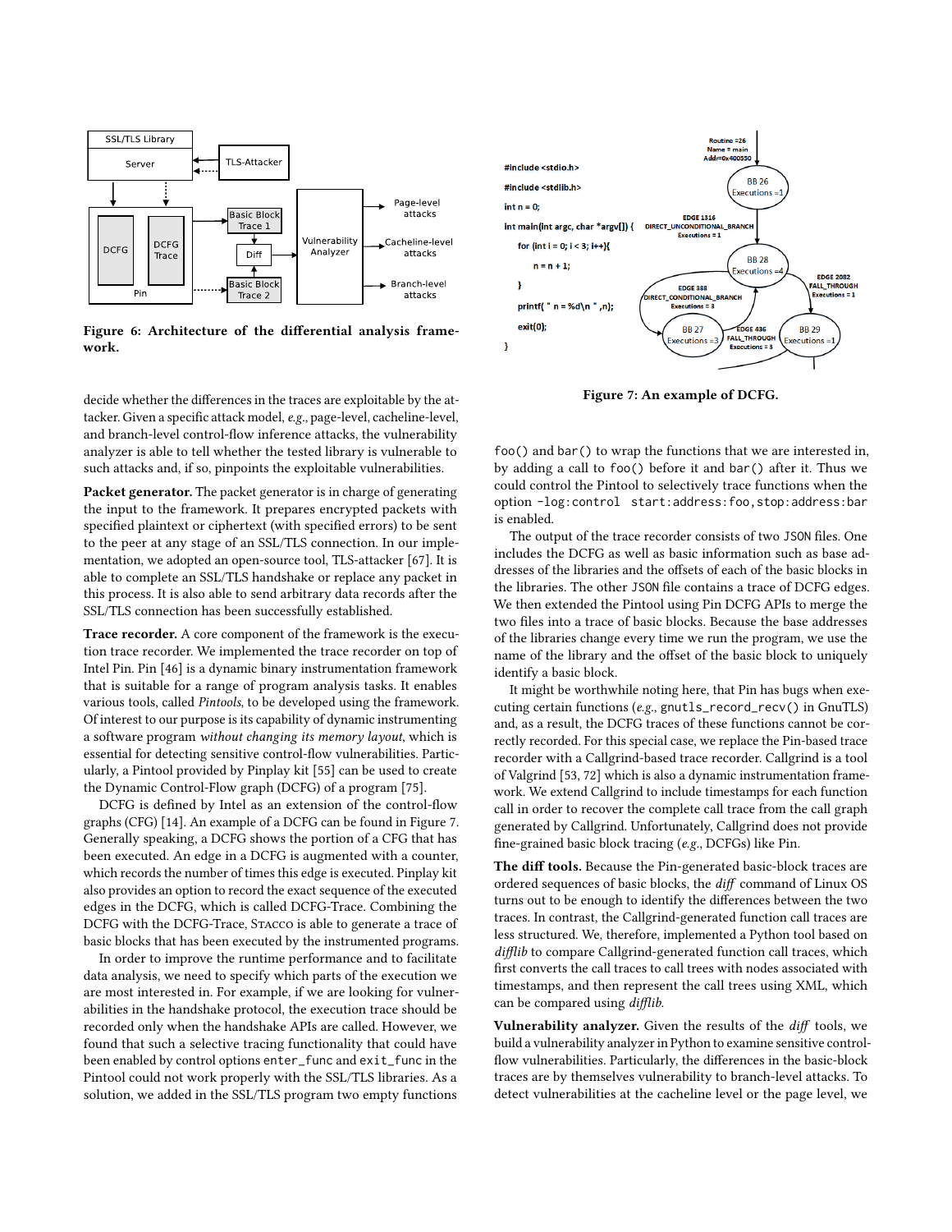**Figure 6: Architecture of the differential analysis framework.**

**Figure 7: An example of DCFG.**

decide whether the differences in the traces are exploitable by the attacker. Given a specific attack model, *e.g.*, page-level, cacheline-level, and branch-level control-flow inference attacks, the vulnerability analyzer is able to tell whether the tested library is vulnerable to such attacks and, if so, pinpoints the exploitable vulnerabilities.

**Packet generator.** The packet generator is in charge of generating the input to the framework. It prepares encrypted packets with specified plaintext or ciphertext (with specified errors) to be sent to the peer at any stage of an SSL/TLS connection. In our implementation, we adopted an open-source tool, TLS-attacker [67]. It is able to complete an SSL/TLS handshake or replace any packet in this process. It is also able to send arbitrary data records after the SSL/TLS connection has been successfully established.

**Trace recorder.** A core component of the framework is the execution trace recorder. We implemented the trace recorder on top of Intel Pin. Pin [46] is a dynamic binary instrumentation framework that is suitable for a range of program analysis tasks. It enables various tools, called *Pintools*, to be developed using the framework. Of interest to our purpose is its capability of dynamic instrumenting a software program *without changing its memory layout*, which is essential for detecting sensitive control-flow vulnerabilities. Particularly, a Pintool provided by Pinplay kit [55] can be used to create the Dynamic Control-Flow graph (DCFG) of a program [75].

DCFG is defined by Intel as an extension of the control-flow graphs (CFG) [14]. An example of a DCFG can be found in Figure 7. Generally speaking, a DCFG shows the portion of a CFG that has been executed. An edge in a DCFG is augmented with a counter, which records the number of times this edge is executed. Pinplay kit also provides an option to record the exact sequence of the executed edges in the DCFG, which is called DCFG-Trace. Combining the DCFG with the DCFG-Trace, Stacco is able to generate a trace of basic blocks that has been executed by the instrumented programs.

In order to improve the runtime performance and to facilitate data analysis, we need to specify which parts of the execution we are most interested in. For example, if we are looking for vulnerabilities in the handshake protocol, the execution trace should be recorded only when the handshake APIs are called. However, we found that such a selective tracing functionality that could have been enabled by control options `enter_func` and `exit_func` in the Pintool could not work properly with the SSL/TLS libraries. As a solution, we added in the SSL/TLS program two empty functions `foo()` and `bar()` to wrap the functions that we are interested in, by adding a call to `foo()` before it and `bar()` after it. Thus we could control the Pintool to selectively trace functions when the option `-log:control start:address:foo,stop:address:bar` is enabled.

The output of the trace recorder consists of two `JSON` files. One includes the DCFG as well as basic information such as base addresses of the libraries and the offsets of each of the basic blocks in the libraries. The other `JSON` file contains a trace of DCFG edges. We then extended the Pintool using Pin DCFG APIs to merge the two files into a trace of basic blocks. Because the base addresses of the libraries change every time we run the program, we use the name of the library and the offset of the basic block to uniquely identify a basic block.

It might be worthwhile noting here, that Pin has bugs when executing certain functions (*e.g.*, `gnutls_record_recv()` in GnuTLS) and, as a result, the DCFG traces of these functions cannot be correctly recorded. For this special case, we replace the Pin-based trace recorder with a Callgrind-based trace recorder. Callgrind is a tool of Valgrind [53, 72] which is also a dynamic instrumentation framework. We extend Callgrind to include timestamps for each function call in order to recover the complete call trace from the call graph generated by Callgrind. Unfortunately, Callgrind does not provide fine-grained basic block tracing (*e.g.*, DCFGs) like Pin.

**The diff tools.** Because the Pin-generated basic-block traces are ordered sequences of basic blocks, the *diff* command of Linux OS turns out to be enough to identify the differences between the two traces. In contrast, the Callgrind-generated function call traces are less structured. We, therefore, implemented a Python tool based on *difflib* to compare Callgrind-generated function call traces, which first converts the call traces to call trees with nodes associated with timestamps, and then represent the call trees using XML, which can be compared using *difflib.*

**Vulnerability analyzer.** Given the results of the *diff* tools, we build a vulnerability analyzer in Python to examine sensitive control-flow vulnerabilities. Particularly, the differences in the basic-block traces are by themselves vulnerability to branch-level attacks. To detect vulnerabilities at the cacheline level or the page level, we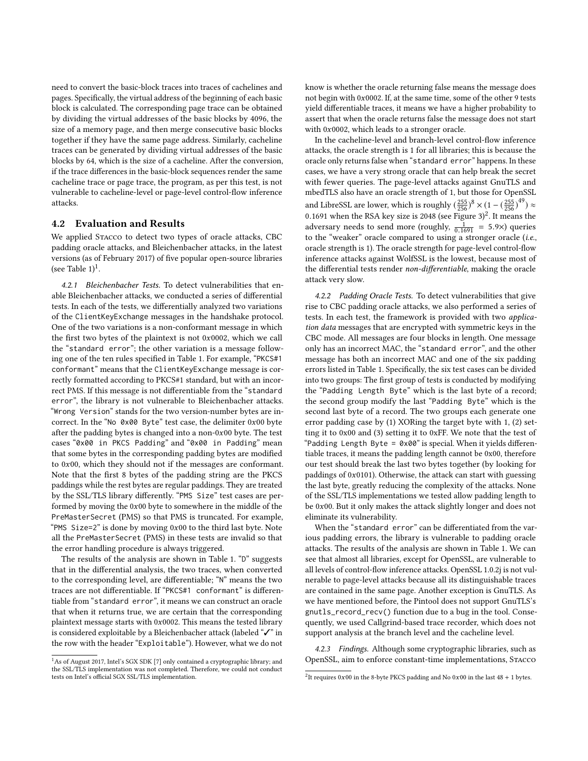need to convert the basic-block traces into traces of cachelines and pages. Specifically, the virtual address of the beginning of each basic block is calculated. The corresponding page trace can be obtained by dividing the virtual addresses of the basic blocks by 4096, the size of a memory page, and then merge consecutive basic blocks together if they have the same page address. Similarly, cacheline traces can be generated by dividing virtual addresses of the basic blocks by 64, which is the size of a cacheline. After the conversion, if the trace differences in the basic-block sequences render the same cacheline trace or page trace, the program, as per this test, is not vulnerable to cacheline-level or page-level control-flow inference attacks.

## 4.2 Evaluation and Results

We applied Stacco to detect two types of oracle attacks, CBC padding oracle attacks, and Bleichenbacher attacks, in the latest versions (as of February 2017) of five popular open-source libraries (see Table 1)[1].

### 4.2.1 Bleichenbacher Tests.

To detect vulnerabilities that enable Bleichenbacher attacks, we conducted a series of differential tests. In each of the tests, we differentially analyzed two variations of the `ClientKeyExchange` messages in the handshake protocol. One of the two variations is a non-conformant message in which the first two bytes of the plaintext is not 0x0002, which we call the "`standard error`"; the other variation is a message following one of the ten rules specified in Table 1. For example, "`PKCS#1 conformant`" means that the `ClientKeyExchange` message is correctly formatted according to PKCS#1 standard, but with an incorrect PMS. If this message is not differentiable from the "`standard error`", the library is not vulnerable to Bleichenbacher attacks. "`Wrong Version`" stands for the two version-number bytes are incorrect. In the "`No 0x00 Byte`" test case, the delimiter 0x00 byte after the padding bytes is changed into a non-0x00 byte. The test cases "`0x00 in PKCS Padding`" and "`0x00 in Padding`" mean that some bytes in the corresponding padding bytes are modified to 0x00, which they should not if the messages are conformant. Note that the first 8 bytes of the padding string are the PKCS paddings while the rest bytes are regular paddings. They are treated by the SSL/TLS library differently. "`PMS Size`" test cases are performed by moving the 0x00 byte to somewhere in the middle of the `PreMasterSecret` (PMS) so that PMS is truncated. For example, "`PMS Size=2`" is done by moving 0x00 to the third last byte. Note all the `PreMasterSecret` (PMS) in these tests are invalid so that the error handling procedure is always triggered.

The results of the analysis are shown in Table 1. "D" suggests that in the differential analysis, the two traces, when converted to the corresponding level, are differentiable; "N" means the two traces are not differentiable. If "`PKCS#1 conformant`" is differentiable from "`standard error`", it means we can construct an oracle that when it returns true, we are certain that the corresponding plaintext message starts with 0x0002. This means the tested library is considered exploitable by a Bleichenbacher attack (labeled "✓" in the row with the header "`Exploitable`"). However, what we do not know is whether the oracle returning false means the message does not begin with 0x0002. If, at the same time, some of the other 9 tests yield differentiable traces, it means we have a higher probability to assert that when the oracle returns false the message does not start with 0x0002, which leads to a stronger oracle.

In the cacheline-level and branch-level control-flow inference attacks, the oracle strength is 1 for all libraries; this is because the oracle only returns false when "`standard error`" happens. In these cases, we have a very strong oracle that can help break the secret with fewer queries. The page-level attacks against GnuTLS and mbedTLS also have an oracle strength of 1, but those for OpenSSL and LibreSSL are lower, which is roughly $(\frac{255}{256})^8 \times (1-(\frac{255}{256})^{49}) \approx 0.1691$ when the RSA key size is 2048 (see Figure 3)[2]. It means the adversary needs to send more (roughly, $\frac{1}{0.1691} = 5.9\times$) queries to the "weaker" oracle compared to using a stronger oracle (*i.e.*, oracle strength is 1). The oracle strength for page-level control-flow inference attacks against WolfSSL is the lowest, because most of the differential tests render *non-differentiable*, making the oracle attack very slow.

### 4.2.2 Padding Oracle Tests.

To detect vulnerabilities that give rise to CBC padding oracle attacks, we also performed a series of tests. In each test, the framework is provided with two *application data* messages that are encrypted with symmetric keys in the CBC mode. All messages are four blocks in length. One message only has an incorrect MAC, the "`standard error`", and the other message has both an incorrect MAC and one of the six padding errors listed in Table 1. Specifically, the six test cases can be divided into two groups: The first group of tests is conducted by modifying the "`Padding Length Byte`" which is the last byte of a record; the second group modify the last "`Padding Byte`" which is the second last byte of a record. The two groups each generate one error padding case by (1) XORing the target byte with 1, (2) setting it to 0x00 and (3) setting it to 0xFF. We note that the test of "`Padding Length Byte = 0x00`" is special. When it yields differentiable traces, it means the padding length cannot be 0x00, therefore our test should break the last two bytes together (by looking for paddings of 0x0101). Otherwise, the attack can start with guessing the last byte, greatly reducing the complexity of the attacks. None of the SSL/TLS implementations we tested allow padding length to be 0x00. But it only makes the attack slightly longer and does not eliminate its vulnerability.

When the "`standard error`" can be differentiated from the various padding errors, the library is vulnerable to padding oracle attacks. The results of the analysis are shown in Table 1. We can see that almost all libraries, except for OpenSSL, are vulnerable to all levels of control-flow inference attacks. OpenSSL 1.0.2j is not vulnerable to page-level attacks because all its distinguishable traces are contained in the same page. Another exception is GnuTLS. As we have mentioned before, the Pintool does not support GnuTLS's `gnutls_record_recv()` function due to a bug in the tool. Consequently, we used Callgrind-based trace recorder, which does not support analysis at the branch level and the cacheline level.

### 4.2.3 Findings.

Although some cryptographic libraries, such as OpenSSL, aim to enforce constant-time implementations, Stacco

[1] As of August 2017, Intel's SGX SDK [7] only contained a cryptographic library; and the SSL/TLS implementation was not completed. Therefore, we could not conduct tests on Intel's official SGX SSL/TLS implementation.

[2] It requires 0x00 in the 8-byte PKCS padding and No 0x00 in the last 48 + 1 bytes.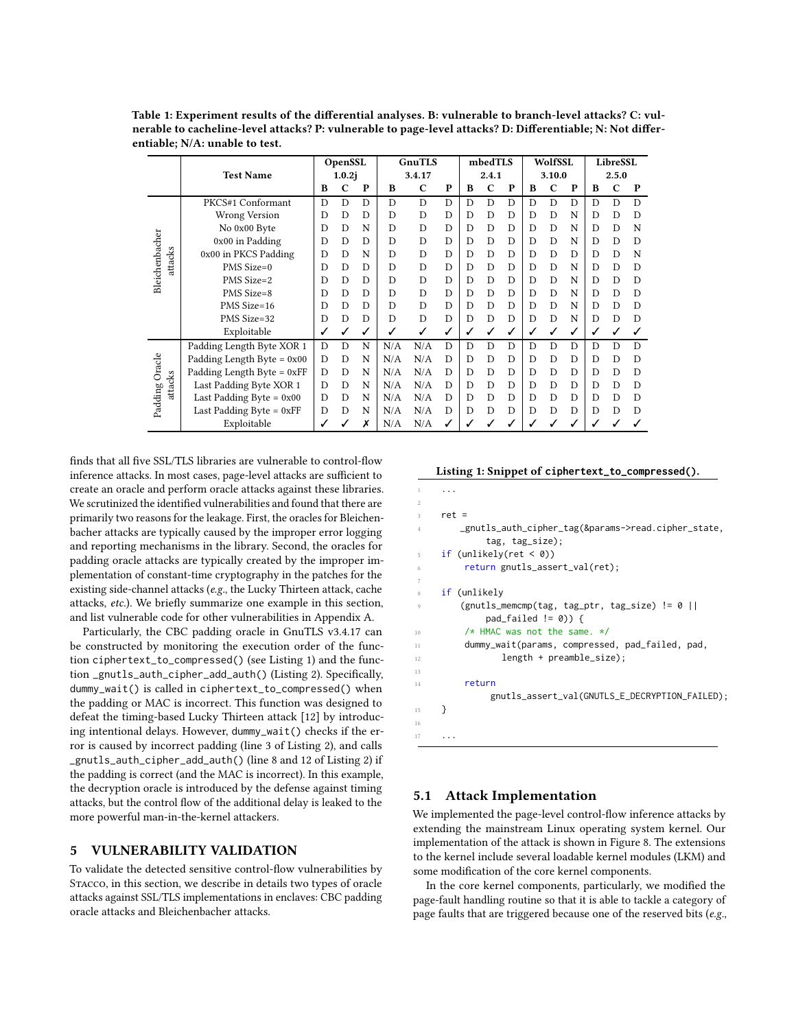Table 1: Experiment results of the differential analyses. B: vulnerable to branch-level attacks? C: vulnerable to cacheline-level attacks? P: vulnerable to page-level attacks? D: Differentiable; N: Not differentiable; N/A: unable to test.

| | Test Name | OpenSSL 1.0.2j | | | GnuTLS 3.4.17 | | | mbedTLS 2.4.1 | | | WolfSSL 3.10.0 | | | LibreSSL 2.5.0 | | |
|---|---|---|---|---|---|---|---|---|---|---|---|---|---|---|---|---|
| | | B | C | P | B | C | P | B | C | P | B | C | P | B | C | P |
| Bleichenbacher attacks | PKCS#1 Conformant | D | D | D | D | D | D | D | D | D | D | D | D | D | D | D |
| | Wrong Version | D | D | D | D | D | D | D | D | D | D | D | N | D | D | D |
| | No 0x00 Byte | D | D | N | D | D | D | D | D | D | D | D | N | D | D | N |
| | 0x00 in Padding | D | D | D | D | D | D | D | D | D | D | D | N | D | D | D |
| | 0x00 in PKCS Padding | D | D | N | D | D | D | D | D | D | D | D | D | D | D | N |
| | PMS Size=0 | D | D | D | D | D | D | D | D | D | D | D | N | D | D | D |
| | PMS Size=2 | D | D | D | D | D | D | D | D | D | D | D | N | D | D | D |
| | PMS Size=8 | D | D | D | D | D | D | D | D | D | D | D | N | D | D | D |
| | PMS Size=16 | D | D | D | D | D | D | D | D | D | D | D | N | D | D | D |
| | PMS Size=32 | D | D | D | D | D | D | D | D | D | D | D | N | D | D | D |
| | Exploitable | ✓ | ✓ | ✓ | ✓ | ✓ | ✓ | ✓ | ✓ | ✓ | ✓ | ✓ | ✓ | ✓ | ✓ | ✓ |
| Padding Oracle attacks | Padding Length Byte XOR 1 | D | D | N | N/A | N/A | D | D | D | D | D | D | D | D | D | D |
| | Padding Length Byte = 0x00 | D | D | N | N/A | N/A | D | D | D | D | D | D | D | D | D | D |
| | Padding Length Byte = 0xFF | D | D | N | N/A | N/A | D | D | D | D | D | D | D | D | D | D |
| | Last Padding Byte XOR 1 | D | D | N | N/A | N/A | D | D | D | D | D | D | D | D | D | D |
| | Last Padding Byte = 0x00 | D | D | N | N/A | N/A | D | D | D | D | D | D | D | D | D | D |
| | Last Padding Byte = 0xFF | D | D | N | N/A | N/A | D | D | D | D | D | D | D | D | D | D |
| | Exploitable | ✓ | ✓ | ✗ | N/A | N/A | ✓ | ✓ | ✓ | ✓ | ✓ | ✓ | ✓ | ✓ | ✓ | ✓ |

finds that all five SSL/TLS libraries are vulnerable to control-flow inference attacks. In most cases, page-level attacks are sufficient to create an oracle and perform oracle attacks against these libraries. We scrutinized the identified vulnerabilities and found that there are primarily two reasons for the leakage. First, the oracles for Bleichenbacher attacks are typically caused by the improper error logging and reporting mechanisms in the library. Second, the oracles for padding oracle attacks are typically created by the improper implementation of constant-time cryptography in the patches for the existing side-channel attacks (*e.g.*, the Lucky Thirteen attack, cache attacks, *etc.*). We briefly summarize one example in this section, and list vulnerable code for other vulnerabilities in Appendix A.

Particularly, the CBC padding oracle in GnuTLS v3.4.17 can be constructed by monitoring the execution order of the function `ciphertext_to_compressed()` (see Listing 1) and the function `_gnutls_auth_cipher_add_auth()` (Listing 2). Specifically, `dummy_wait()` is called in `ciphertext_to_compressed()` when the padding or MAC is incorrect. This function was designed to defeat the timing-based Lucky Thirteen attack [12] by introducing intentional delays. However, `dummy_wait()` checks if the error is caused by incorrect padding (line 3 of Listing 2), and calls `_gnutls_auth_cipher_add_auth()` (line 8 and 12 of Listing 2) if the padding is correct (and the MAC is incorrect). In this example, the decryption oracle is introduced by the defense against timing attacks, but the control flow of the additional delay is leaked to the more powerful man-in-the-kernel attackers.

## 5 VULNERABILITY VALIDATION

To validate the detected sensitive control-flow vulnerabilities by Stacco, in this section, we describe in details two types of oracle attacks against SSL/TLS implementations in enclaves: CBC padding oracle attacks and Bleichenbacher attacks.

**Listing 1: Snippet of `ciphertext_to_compressed()`.**

```
1   ...
2
3   ret =
4       _gnutls_auth_cipher_tag(&params->read.cipher_state,
            tag, tag_size);
5   if (unlikely(ret < 0))
6       return gnutls_assert_val(ret);
7
8   if (unlikely
9       (gnutls_memcmp(tag, tag_ptr, tag_size) != 0 ||
            pad_failed != 0)) {
10      /* HMAC was not the same. */
11      dummy_wait(params, compressed, pad_failed, pad,
12              length + preamble_size);
13
14      return
              gnutls_assert_val(GNUTLS_E_DECRYPTION_FAILED);
15  }
16
17  ...
```

### 5.1 Attack Implementation

We implemented the page-level control-flow inference attacks by extending the mainstream Linux operating system kernel. Our implementation of the attack is shown in Figure 8. The extensions to the kernel include several loadable kernel modules (LKM) and some modification of the core kernel components.

In the core kernel components, particularly, we modified the page-fault handling routine so that it is able to tackle a category of page faults that are triggered because one of the reserved bits (*e.g.*,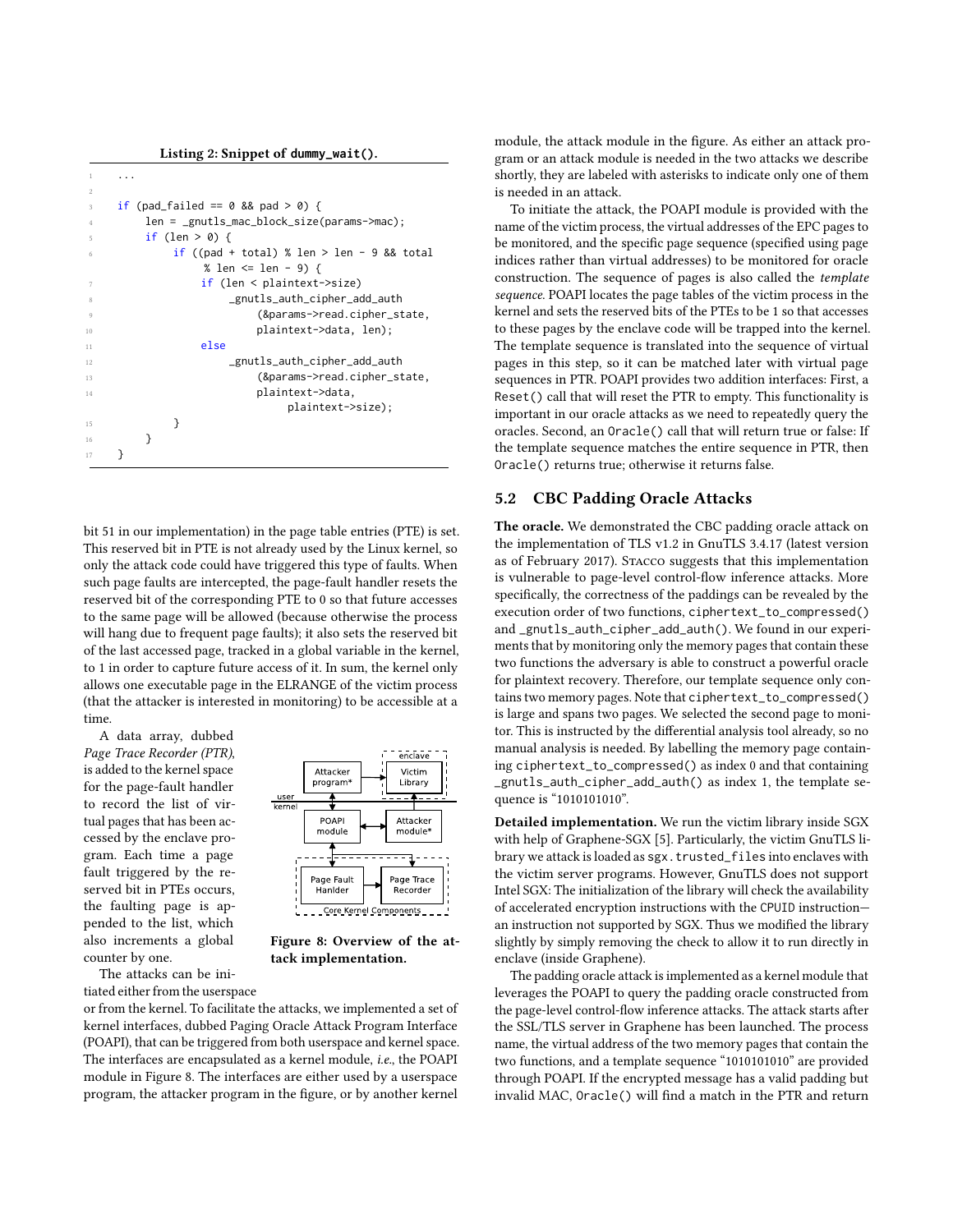**Listing 2: Snippet of dummy_wait().**

```
...

if (pad_failed == 0 && pad > 0) {
    len = _gnutls_mac_block_size(params->mac);
    if (len > 0) {
        if ((pad + total) % len > len - 9 && total
             % len <= len - 9) {
            if (len < plaintext->size)
                _gnutls_auth_cipher_add_auth
                    (&params->read.cipher_state,
                    plaintext->data, len);
            else
                _gnutls_auth_cipher_add_auth
                    (&params->read.cipher_state,
                    plaintext->data,
                         plaintext->size);
        }
    }
}
```

bit 51 in our implementation) in the page table entries (PTE) is set. This reserved bit in PTE is not already used by the Linux kernel, so only the attack code could have triggered this type of faults. When such page faults are intercepted, the page-fault handler resets the reserved bit of the corresponding PTE to 0 so that future accesses to the same page will be allowed (because otherwise the process will hang due to frequent page faults); it also sets the reserved bit of the last accessed page, tracked in a global variable in the kernel, to 1 in order to capture future access of it. In sum, the kernel only allows one executable page in the ELRANGE of the victim process (that the attacker is interested in monitoring) to be accessible at a time.

A data array, dubbed *Page Trace Recorder (PTR)*, is added to the kernel space for the page-fault handler to record the list of virtual pages that has been accessed by the enclave program. Each time a page fault triggered by the reserved bit in PTEs occurs, the faulting page is appended to the list, which also increments a global counter by one.

enclave
Attacker program*
Victim Library
user
kernel
POAPI module
Attacker module*
Page Fault Hander
Page Trace Recorder
Core Kernel Components

**Figure 8: Overview of the attack implementation.**

The attacks can be initiated either from the userspace or from the kernel. To facilitate the attacks, we implemented a set of kernel interfaces, dubbed Paging Oracle Attack Program Interface (POAPI), that can be triggered from both userspace and kernel space. The interfaces are encapsulated as a kernel module, *i.e.*, the POAPI module in Figure 8. The interfaces are either used by a userspace program, the attacker program in the figure, or by another kernel module, the attack module in the figure. As either an attack program or an attack module is needed in the two attacks we describe shortly, they are labeled with asterisks to indicate only one of them is needed in an attack.

To initiate the attack, the POAPI module is provided with the name of the victim process, the virtual addresses of the EPC pages to be monitored, and the specific page sequence (specified using page indices rather than virtual addresses) to be monitored for oracle construction. The sequence of pages is also called the *template sequence*. POAPI locates the page tables of the victim process in the kernel and sets the reserved bits of the PTEs to be 1 so that accesses to these pages by the enclave code will be trapped into the kernel. The template sequence is translated into the sequence of virtual pages in this step, so it can be matched later with virtual page sequences in PTR. POAPI provides two addition interfaces: First, a `Reset()` call that will reset the PTR to empty. This functionality is important in our oracle attacks as we need to repeatedly query the oracles. Second, an `Oracle()` call that will return true or false: If the template sequence matches the entire sequence in PTR, then `Oracle()` returns true; otherwise it returns false.

## 5.2 CBC Padding Oracle Attacks

**The oracle.** We demonstrated the CBC padding oracle attack on the implementation of TLS v1.2 in GnuTLS 3.4.17 (latest version as of February 2017). Stacco suggests that this implementation is vulnerable to page-level control-flow inference attacks. More specifically, the correctness of the paddings can be revealed by the execution order of two functions, `ciphertext_to_compressed()` and `_gnutls_auth_cipher_add_auth()`. We found in our experiments that by monitoring only the memory pages that contain these two functions the adversary is able to construct a powerful oracle for plaintext recovery. Therefore, our template sequence only contains two memory pages. Note that `ciphertext_to_compressed()` is large and spans two pages. We selected the second page to monitor. This is instructed by the differential analysis tool already, so no manual analysis is needed. By labelling the memory page containing `ciphertext_to_compressed()` as index 0 and that containing `_gnutls_auth_cipher_add_auth()` as index 1, the template sequence is "1010101010".

**Detailed implementation.** We run the victim library inside SGX with help of Graphene-SGX [5]. Particularly, the victim GnuTLS library we attack is loaded as `sgx.trusted_files` into enclaves with the victim server programs. However, GnuTLS does not support Intel SGX: The initialization of the library will check the availability of accelerated encryption instructions with the `CPUID` instruction—an instruction not supported by SGX. Thus we modified the library slightly by simply removing the check to allow it to run directly in enclave (inside Graphene).

The padding oracle attack is implemented as a kernel module that leverages the POAPI to query the padding oracle constructed from the page-level control-flow inference attacks. The attack starts after the SSL/TLS server in Graphene has been launched. The process name, the virtual address of the two memory pages that contain the two functions, and a template sequence "1010101010" are provided through POAPI. If the encrypted message has a valid padding but invalid MAC, `Oracle()` will find a match in the PTR and return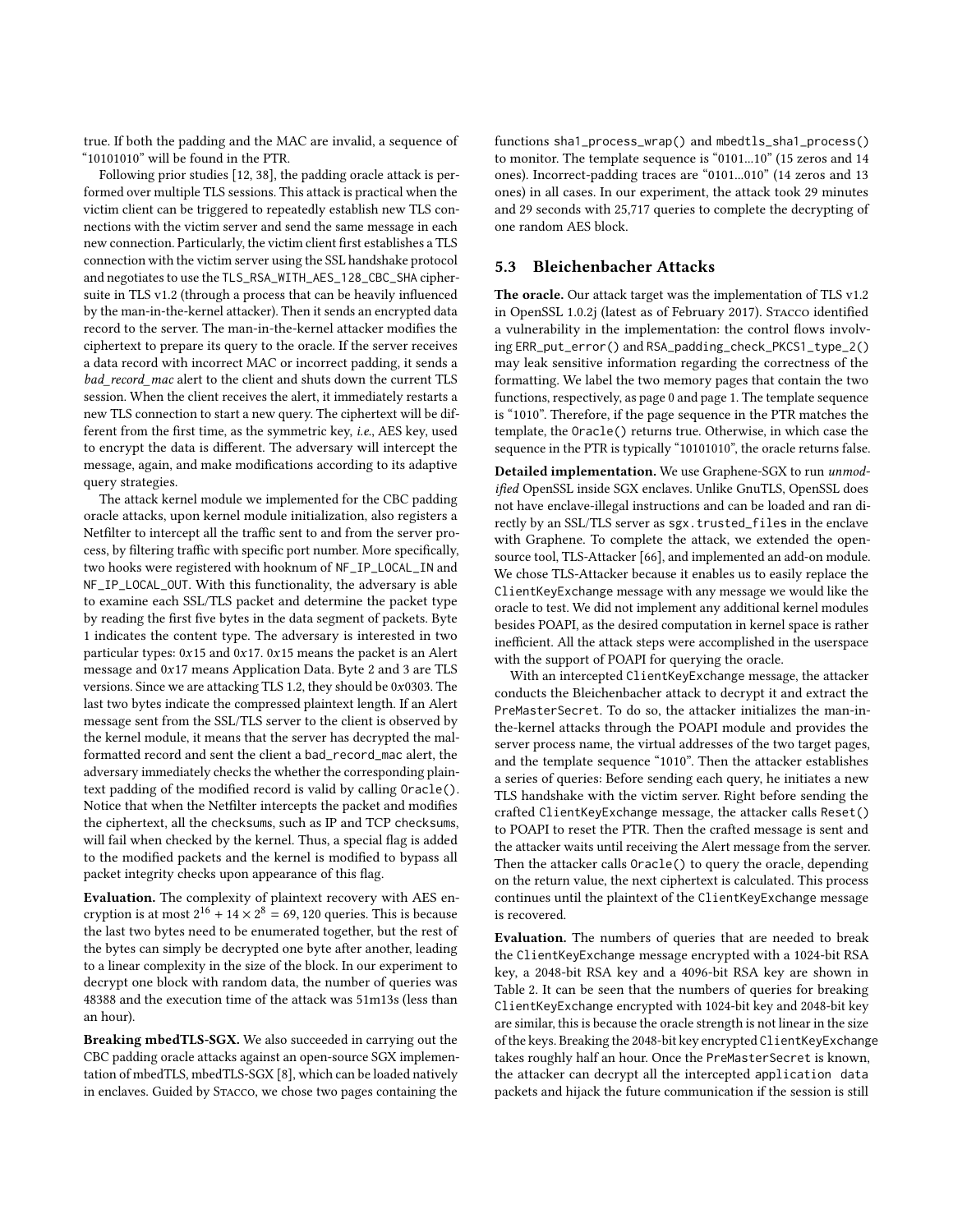true. If both the padding and the MAC are invalid, a sequence of "10101010" will be found in the PTR.

Following prior studies [12, 38], the padding oracle attack is performed over multiple TLS sessions. This attack is practical when the victim client can be triggered to repeatedly establish new TLS connections with the victim server and send the same message in each new connection. Particularly, the victim client first establishes a TLS connection with the victim server using the SSL handshake protocol and negotiates to use the `TLS_RSA_WITH_AES_128_CBC_SHA` ciphersuite in TLS v1.2 (through a process that can be heavily influenced by the man-in-the-kernel attacker). Then it sends an encrypted data record to the server. The man-in-the-kernel attacker modifies the ciphertext to prepare its query to the oracle. If the server receives a data record with incorrect MAC or incorrect padding, it sends a *bad_record_mac* alert to the client and shuts down the current TLS session. When the client receives the alert, it immediately restarts a new TLS connection to start a new query. The ciphertext will be different from the first time, as the symmetric key, *i.e.*, AES key, used to encrypt the data is different. The adversary will intercept the message, again, and make modifications according to its adaptive query strategies.

The attack kernel module we implemented for the CBC padding oracle attacks, upon kernel module initialization, also registers a Netfilter to intercept all the traffic sent to and from the server process, by filtering traffic with specific port number. More specifically, two hooks were registered with hooknum of `NF_IP_LOCAL_IN` and `NF_IP_LOCAL_OUT`. With this functionality, the adversary is able to examine each SSL/TLS packet and determine the packet type by reading the first five bytes in the data segment of packets. Byte 1 indicates the content type. The adversary is interested in two particular types: $0x15$ and $0x17$. $0x15$ means the packet is an Alert message and $0x17$ means Application Data. Byte 2 and 3 are TLS versions. Since we are attacking TLS 1.2, they should be $0x0303$. The last two bytes indicate the compressed plaintext length. If an Alert message sent from the SSL/TLS server to the client is observed by the kernel module, it means that the server has decrypted the malformatted record and sent the client a `bad_record_mac` alert, the adversary immediately checks the whether the corresponding plaintext padding of the modified record is valid by calling `Oracle()`. Notice that when the Netfilter intercepts the packet and modifies the ciphertext, all the `checksums`, such as IP and TCP `checksums`, will fail when checked by the kernel. Thus, a special flag is added to the modified packets and the kernel is modified to bypass all packet integrity checks upon appearance of this flag.

**Evaluation.** The complexity of plaintext recovery with AES encryption is at most $2^{16} + 14 \times 2^{8} = 69,120$ queries. This is because the last two bytes need to be enumerated together, but the rest of the bytes can simply be decrypted one byte after another, leading to a linear complexity in the size of the block. In our experiment to decrypt one block with random data, the number of queries was 48388 and the execution time of the attack was 51m13s (less than an hour).

**Breaking mbedTLS-SGX.** We also succeeded in carrying out the CBC padding oracle attacks against an open-source SGX implementation of mbedTLS, mbedTLS-SGX [8], which can be loaded natively in enclaves. Guided by Stacco, we chose two pages containing the functions `sha1_process_wrap()` and `mbedtls_sha1_process()` to monitor. The template sequence is "0101...10" (15 zeros and 14 ones). Incorrect-padding traces are "0101...010" (14 zeros and 13 ones) in all cases. In our experiment, the attack took 29 minutes and 29 seconds with 25,717 queries to complete the decrypting of one random AES block.

### 5.3 Bleichenbacher Attacks

**The oracle.** Our attack target was the implementation of TLS v1.2 in OpenSSL 1.0.2j (latest as of February 2017). Stacco identified a vulnerability in the implementation: the control flows involving `ERR_put_error()` and `RSA_padding_check_PKCS1_type_2()` may leak sensitive information regarding the correctness of the formatting. We label the two memory pages that contain the two functions, respectively, as page 0 and page 1. The template sequence is "1010". Therefore, if the page sequence in the PTR matches the template, the `Oracle()` returns true. Otherwise, in which case the sequence in the PTR is typically "10101010", the oracle returns false.

**Detailed implementation.** We use Graphene-SGX to run *unmodified* OpenSSL inside SGX enclaves. Unlike GnuTLS, OpenSSL does not have enclave-illegal instructions and can be loaded and ran directly by an SSL/TLS server as `sgx.trusted_files` in the enclave with Graphene. To complete the attack, we extended the open-source tool, TLS-Attacker [66], and implemented an add-on module. We chose TLS-Attacker because it enables us to easily replace the `ClientKeyExchange` message with any message we would like the oracle to test. We did not implement any additional kernel modules besides POAPI, as the desired computation in kernel space is rather inefficient. All the attack steps were accomplished in the userspace with the support of POAPI for querying the oracle.

With an intercepted `ClientKeyExchange` message, the attacker conducts the Bleichenbacher attack to decrypt it and extract the `PreMasterSecret`. To do so, the attacker initializes the man-in-the-kernel attacks through the POAPI module and provides the server process name, the virtual addresses of the two target pages, and the template sequence "1010". Then the attacker establishes a series of queries: Before sending each query, he initiates a new TLS handshake with the victim server. Right before sending the crafted `ClientKeyExchange` message, the attacker calls `Reset()` to POAPI to reset the PTR. Then the crafted message is sent and the attacker waits until receiving the Alert message from the server. Then the attacker calls `Oracle()` to query the oracle, depending on the return value, the next ciphertext is calculated. This process continues until the plaintext of the `ClientKeyExchange` message is recovered.

**Evaluation.** The numbers of queries that are needed to break the `ClientKeyExchange` message encrypted with a 1024-bit RSA key, a 2048-bit RSA key and a 4096-bit RSA key are shown in Table 2. It can be seen that the numbers of queries for breaking `ClientKeyExchange` encrypted with 1024-bit key and 2048-bit key are similar, this is because the oracle strength is not linear in the size of the keys. Breaking the 2048-bit key encrypted `ClientKeyExchange` takes roughly half an hour. Once the `PreMasterSecret` is known, the attacker can decrypt all the intercepted `application data` packets and hijack the future communication if the session is still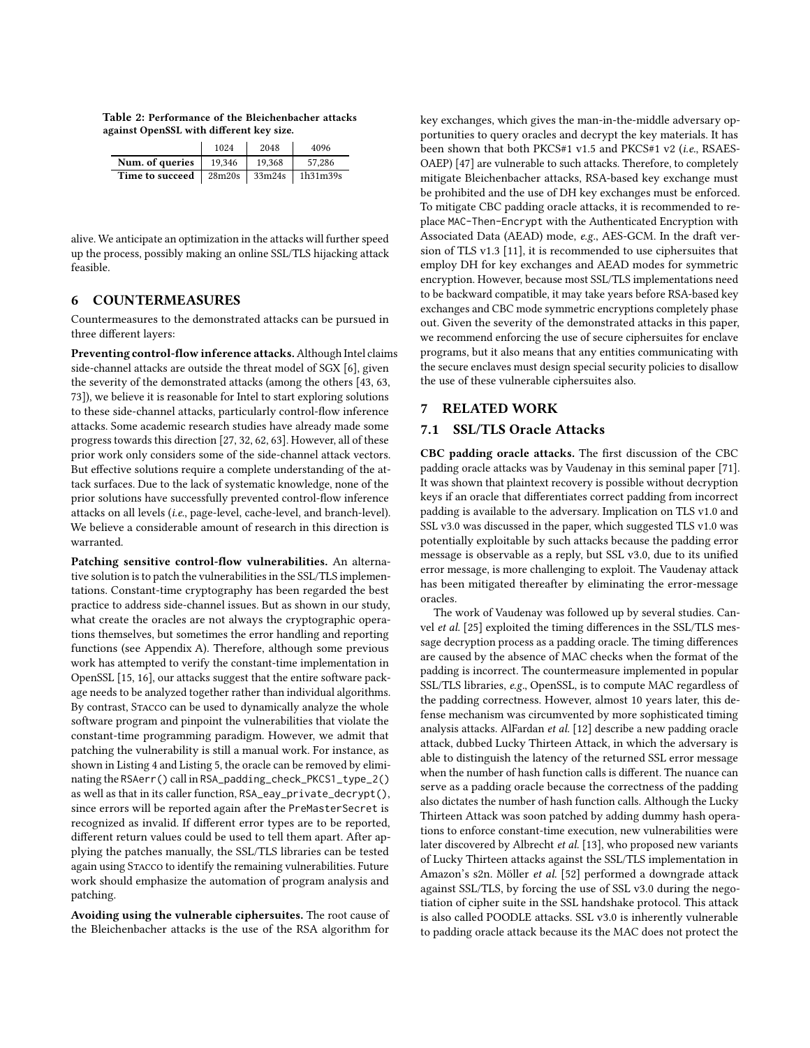Table 2: Performance of the Bleichenbacher attacks against OpenSSL with different key size.

| | 1024 | 2048 | 4096 |
|---|---|---|---|
| **Num. of queries** | 19,346 | 19,368 | 57,286 |
| **Time to succeed** | 28m20s | 33m24s | 1h31m39s |

alive. We anticipate an optimization in the attacks will further speed up the process, possibly making an online SSL/TLS hijacking attack feasible.

## 6 COUNTERMEASURES

Countermeasures to the demonstrated attacks can be pursued in three different layers:

**Preventing control-flow inference attacks.** Although Intel claims side-channel attacks are outside the threat model of SGX [6], given the severity of the demonstrated attacks (among the others [43, 63, 73]), we believe it is reasonable for Intel to start exploring solutions to these side-channel attacks, particularly control-flow inference attacks. Some academic research studies have already made some progress towards this direction [27, 32, 62, 63]. However, all of these prior work only considers some of the side-channel attack vectors. But effective solutions require a complete understanding of the attack surfaces. Due to the lack of systematic knowledge, none of the prior solutions have successfully prevented control-flow inference attacks on all levels (*i.e.*, page-level, cache-level, and branch-level). We believe a considerable amount of research in this direction is warranted.

**Patching sensitive control-flow vulnerabilities.** An alternative solution is to patch the vulnerabilities in the SSL/TLS implementations. Constant-time cryptography has been regarded the best practice to address side-channel issues. But as shown in our study, what create the oracles are not always the cryptographic operations themselves, but sometimes the error handling and reporting functions (see Appendix A). Therefore, although some previous work has attempted to verify the constant-time implementation in OpenSSL [15, 16], our attacks suggest that the entire software package needs to be analyzed together rather than individual algorithms. By contrast, Stacco can be used to dynamically analyze the whole software program and pinpoint the vulnerabilities that violate the constant-time programming paradigm. However, we admit that patching the vulnerability is still a manual work. For instance, as shown in Listing 4 and Listing 5, the oracle can be removed by eliminating the `RSAerr()` call in `RSA_padding_check_PKCS1_type_2()` as well as that in its caller function, `RSA_eay_private_decrypt()`, since errors will be reported again after the `PreMasterSecret` is recognized as invalid. If different error types are to be reported, different return values could be used to tell them apart. After applying the patches manually, the SSL/TLS libraries can be tested again using Stacco to identify the remaining vulnerabilities. Future work should emphasize the automation of program analysis and patching.

**Avoiding using the vulnerable ciphersuites.** The root cause of the Bleichenbacher attacks is the use of the RSA algorithm for key exchanges, which gives the man-in-the-middle adversary opportunities to query oracles and decrypt the key materials. It has been shown that both PKCS#1 v1.5 and PKCS#1 v2 (*i.e.*, RSAES-OAEP) [47] are vulnerable to such attacks. Therefore, to completely mitigate Bleichenbacher attacks, RSA-based key exchange must be prohibited and the use of DH key exchanges must be enforced. To mitigate CBC padding oracle attacks, it is recommended to replace `MAC-Then-Encrypt` with the Authenticated Encryption with Associated Data (AEAD) mode, *e.g.*, AES-GCM. In the draft version of TLS v1.3 [11], it is recommended to use ciphersuites that employ DH for key exchanges and AEAD modes for symmetric encryption. However, because most SSL/TLS implementations need to be backward compatible, it may take years before RSA-based key exchanges and CBC mode symmetric encryptions completely phase out. Given the severity of the demonstrated attacks in this paper, we recommend enforcing the use of secure ciphersuites for enclave programs, but it also means that any entities communicating with the secure enclaves must design special security policies to disallow the use of these vulnerable ciphersuites also.

## 7 RELATED WORK

### 7.1 SSL/TLS Oracle Attacks

**CBC padding oracle attacks.** The first discussion of the CBC padding oracle attacks was by Vaudenay in this seminal paper [71]. It was shown that plaintext recovery is possible without decryption keys if an oracle that differentiates correct padding from incorrect padding is available to the adversary. Implication on TLS v1.0 and SSL v3.0 was discussed in the paper, which suggested TLS v1.0 was potentially exploitable by such attacks because the padding error message is observable as a reply, but SSL v3.0, due to its unified error message, is more challenging to exploit. The Vaudenay attack has been mitigated thereafter by eliminating the error-message oracles.

The work of Vaudenay was followed up by several studies. Canvel *et al.* [25] exploited the timing differences in the SSL/TLS message decryption process as a padding oracle. The timing differences are caused by the absence of MAC checks when the format of the padding is incorrect. The countermeasure implemented in popular SSL/TLS libraries, *e.g.*, OpenSSL, is to compute MAC regardless of the padding correctness. However, almost 10 years later, this defense mechanism was circumvented by more sophisticated timing analysis attacks. AlFardan *et al.* [12] describe a new padding oracle attack, dubbed Lucky Thirteen Attack, in which the adversary is able to distinguish the latency of the returned SSL error message when the number of hash function calls is different. The nuance can serve as a padding oracle because the correctness of the padding also dictates the number of hash function calls. Although the Lucky Thirteen Attack was soon patched by adding dummy hash operations to enforce constant-time execution, new vulnerabilities were later discovered by Albrecht *et al.* [13], who proposed new variants of Lucky Thirteen attacks against the SSL/TLS implementation in Amazon's s2n. Möller *et al.* [52] performed a downgrade attack against SSL/TLS, by forcing the use of SSL v3.0 during the negotiation of cipher suite in the SSL handshake protocol. This attack is also called POODLE attacks. SSL v3.0 is inherently vulnerable to padding oracle attack because its the MAC does not protect the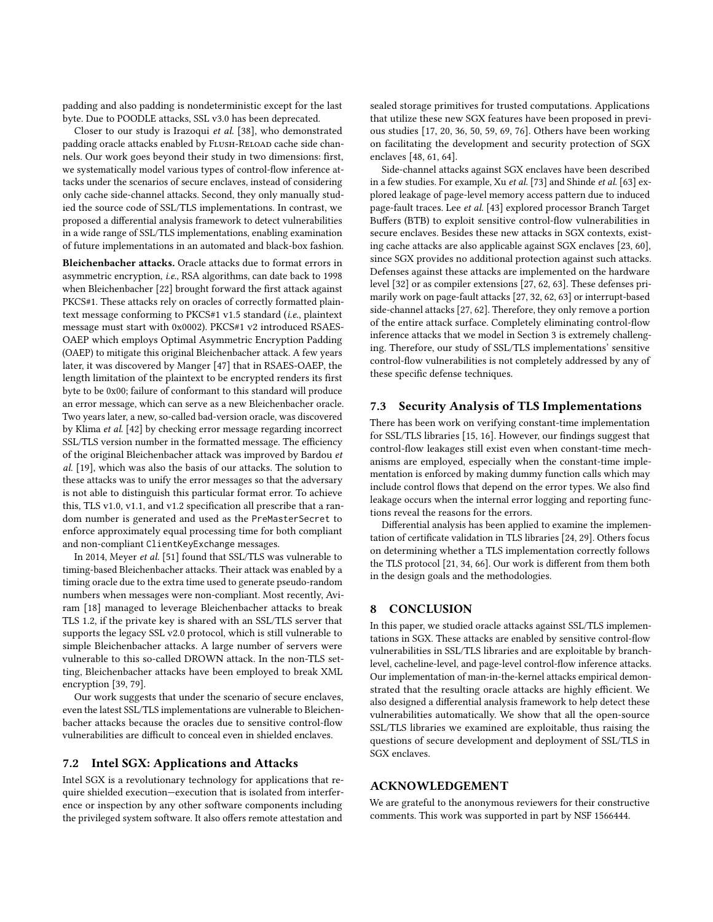padding and also padding is nondeterministic except for the last byte. Due to POODLE attacks, SSL v3.0 has been deprecated.

Closer to our study is Irazoqui *et al.* [38], who demonstrated padding oracle attacks enabled by Flush-Reload cache side channels. Our work goes beyond their study in two dimensions: first, we systematically model various types of control-flow inference attacks under the scenarios of secure enclaves, instead of considering only cache side-channel attacks. Second, they only manually studied the source code of SSL/TLS implementations. In contrast, we proposed a differential analysis framework to detect vulnerabilities in a wide range of SSL/TLS implementations, enabling examination of future implementations in an automated and black-box fashion.

**Bleichenbacher attacks.** Oracle attacks due to format errors in asymmetric encryption, *i.e.*, RSA algorithms, can date back to 1998 when Bleichenbacher [22] brought forward the first attack against PKCS#1. These attacks rely on oracles of correctly formatted plaintext message conforming to PKCS#1 v1.5 standard (*i.e.*, plaintext message must start with 0x0002). PKCS#1 v2 introduced RSAES-OAEP which employs Optimal Asymmetric Encryption Padding (OAEP) to mitigate this original Bleichenbacher attack. A few years later, it was discovered by Manger [47] that in RSAES-OAEP, the length limitation of the plaintext to be encrypted renders its first byte to be 0x00; failure of conformant to this standard will produce an error message, which can serve as a new Bleichenbacher oracle. Two years later, a new, so-called bad-version oracle, was discovered by Klima *et al.* [42] by checking error message regarding incorrect SSL/TLS version number in the formatted message. The efficiency of the original Bleichenbacher attack was improved by Bardou *et al.* [19], which was also the basis of our attacks. The solution to these attacks was to unify the error messages so that the adversary is not able to distinguish this particular format error. To achieve this, TLS v1.0, v1.1, and v1.2 specification all prescribe that a random number is generated and used as the `PreMasterSecret` to enforce approximately equal processing time for both compliant and non-compliant `ClientKeyExchange` messages.

In 2014, Meyer *et al.* [51] found that SSL/TLS was vulnerable to timing-based Bleichenbacher attacks. Their attack was enabled by a timing oracle due to the extra time used to generate pseudo-random numbers when messages were non-compliant. Most recently, Aviram [18] managed to leverage Bleichenbacher attacks to break TLS 1.2, if the private key is shared with an SSL/TLS server that supports the legacy SSL v2.0 protocol, which is still vulnerable to simple Bleichenbacher attacks. A large number of servers were vulnerable to this so-called DROWN attack. In the non-TLS setting, Bleichenbacher attacks have been employed to break XML encryption [39, 79].

Our work suggests that under the scenario of secure enclaves, even the latest SSL/TLS implementations are vulnerable to Bleichenbacher attacks because the oracles due to sensitive control-flow vulnerabilities are difficult to conceal even in shielded enclaves.

## 7.2 Intel SGX: Applications and Attacks

Intel SGX is a revolutionary technology for applications that require shielded execution—execution that is isolated from interference or inspection by any other software components including the privileged system software. It also offers remote attestation and sealed storage primitives for trusted computations. Applications that utilize these new SGX features have been proposed in previous studies [17, 20, 36, 50, 59, 69, 76]. Others have been working on facilitating the development and security protection of SGX enclaves [48, 61, 64].

Side-channel attacks against SGX enclaves have been described in a few studies. For example, Xu *et al.* [73] and Shinde *et al.* [63] explored leakage of page-level memory access pattern due to induced page-fault traces. Lee *et al.* [43] explored processor Branch Target Buffers (BTB) to exploit sensitive control-flow vulnerabilities in secure enclaves. Besides these new attacks in SGX contexts, existing cache attacks are also applicable against SGX enclaves [23, 60], since SGX provides no additional protection against such attacks. Defenses against these attacks are implemented on the hardware level [32] or as compiler extensions [27, 62, 63]. These defenses primarily work on page-fault attacks [27, 32, 62, 63] or interrupt-based side-channel attacks [27, 62]. Therefore, they only remove a portion of the entire attack surface. Completely eliminating control-flow inference attacks that we model in Section 3 is extremely challenging. Therefore, our study of SSL/TLS implementations' sensitive control-flow vulnerabilities is not completely addressed by any of these specific defense techniques.

## 7.3 Security Analysis of TLS Implementations

There has been work on verifying constant-time implementation for SSL/TLS libraries [15, 16]. However, our findings suggest that control-flow leakages still exist even when constant-time mechanisms are employed, especially when the constant-time implementation is enforced by making dummy function calls which may include control flows that depend on the error types. We also find leakage occurs when the internal error logging and reporting functions reveal the reasons for the errors.

Differential analysis has been applied to examine the implementation of certificate validation in TLS libraries [24, 29]. Others focus on determining whether a TLS implementation correctly follows the TLS protocol [21, 34, 66]. Our work is different from them both in the design goals and the methodologies.

# 8 CONCLUSION

In this paper, we studied oracle attacks against SSL/TLS implementations in SGX. These attacks are enabled by sensitive control-flow vulnerabilities in SSL/TLS libraries and are exploitable by branch-level, cacheline-level, and page-level control-flow inference attacks. Our implementation of man-in-the-kernel attacks empirical demonstrated that the resulting oracle attacks are highly efficient. We also designed a differential analysis framework to help detect these vulnerabilities automatically. We show that all the open-source SSL/TLS libraries we examined are exploitable, thus raising the questions of secure development and deployment of SSL/TLS in SGX enclaves.

# ACKNOWLEDGEMENT

We are grateful to the anonymous reviewers for their constructive comments. This work was supported in part by NSF 1566444.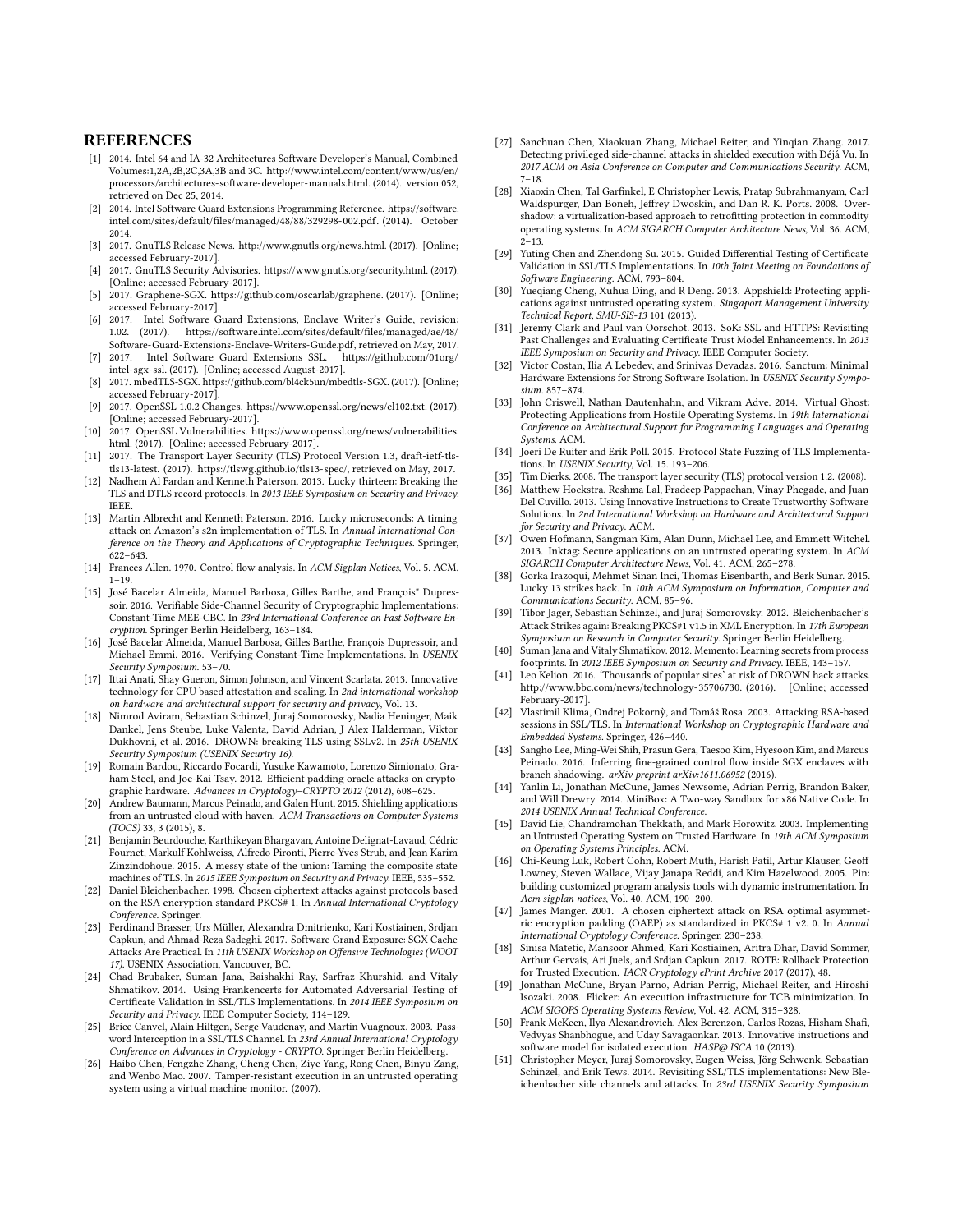# REFERENCES

[1] 2014. Intel 64 and IA-32 Architectures Software Developer's Manual, Combined Volumes:1,2A,2B,2C,3A,3B and 3C. http://www.intel.com/content/www/us/en/processors/architectures-software-developer-manuals.html. (2014). version 052, retrieved on Dec 25, 2014.

[2] 2014. Intel Software Guard Extensions Programming Reference. https://software.intel.com/sites/default/files/managed/48/88/329298-002.pdf. (2014). October 2014.

[3] 2017. GnuTLS Release News. http://www.gnutls.org/news.html. (2017). [Online; accessed February-2017].

[4] 2017. GnuTLS Security Advisories. https://www.gnutls.org/security.html. (2017). [Online; accessed February-2017].

[5] 2017. Graphene-SGX. https://github.com/oscarlab/graphene. (2017). [Online; accessed February-2017].

[6] 2017. Intel Software Guard Extensions, Enclave Writer's Guide, revision: 1.02. (2017). https://software.intel.com/sites/default/files/managed/ae/48/Software-Guard-Extensions-Enclave-Writers-Guide.pdf, retrieved on May, 2017.

[7] 2017. Intel Software Guard Extensions SSL. https://github.com/01org/intel-sgx-ssl. (2017). [Online; accessed August-2017].

[8] 2017. mbedTLS-SGX. https://github.com/bl4ck5un/mbedtls-SGX. (2017). [Online; accessed February-2017].

[9] 2017. OpenSSL 1.0.2 Changes. https://www.openssl.org/news/cl102.txt. (2017). [Online; accessed February-2017].

[10] 2017. OpenSSL Vulnerabilities. https://www.openssl.org/news/vulnerabilities.html. (2017). [Online; accessed February-2017].

[11] 2017. The Transport Layer Security (TLS) Protocol Version 1.3, draft-ietf-tls-tls13-latest. (2017). https://tlswg.github.io/tls13-spec/, retrieved on May, 2017.

[12] Nadhem Al Fardan and Kenneth Paterson. 2013. Lucky thirteen: Breaking the TLS and DTLS record protocols. In *2013 IEEE Symposium on Security and Privacy*. IEEE.

[13] Martin Albrecht and Kenneth Paterson. 2016. Lucky microseconds: A timing attack on Amazon's s2n implementation of TLS. In *Annual International Conference on the Theory and Applications of Cryptographic Techniques*. Springer, 622–643.

[14] Frances Allen. 1970. Control flow analysis. In *ACM Sigplan Notices*, Vol. 5. ACM, 1–19.

[15] José Bacelar Almeida, Manuel Barbosa, Gilles Barthe, and François\* Dupressoir. 2016. Verifiable Side-Channel Security of Cryptographic Implementations: Constant-Time MEE-CBC. In *23rd International Conference on Fast Software Encryption*. Springer Berlin Heidelberg, 163–184.

[16] José Bacelar Almeida, Manuel Barbosa, Gilles Barthe, François Dupressoir, and Michael Emmi. 2016. Verifying Constant-Time Implementations. In *USENIX Security Symposium*. 53–70.

[17] Ittai Anati, Shay Gueron, Simon Johnson, and Vincent Scarlata. 2013. Innovative technology for CPU based attestation and sealing. In *2nd international workshop on hardware and architectural support for security and privacy*, Vol. 13.

[18] Nimrod Aviram, Sebastian Schinzel, Juraj Somorovsky, Nadia Heninger, Maik Dankel, Jens Steube, Luke Valenta, David Adrian, J Alex Halderman, Viktor Dukhovni, et al. 2016. DROWN: breaking TLS using SSLv2. In *25th USENIX Security Symposium (USENIX Security 16)*.

[19] Romain Bardou, Riccardo Focardi, Yusuke Kawamoto, Lorenzo Simionato, Graham Steel, and Joe-Kai Tsay. 2012. Efficient padding oracle attacks on cryptographic hardware. *Advances in Cryptology–CRYPTO 2012* (2012), 608–625.

[20] Andrew Baumann, Marcus Peinado, and Galen Hunt. 2015. Shielding applications from an untrusted cloud with haven. *ACM Transactions on Computer Systems (TOCS)* 33, 3 (2015), 8.

[21] Benjamin Beurdouche, Karthikeyan Bhargavan, Antoine Delignat-Lavaud, Cédric Fournet, Markulf Kohlweiss, Alfredo Pironti, Pierre-Yves Strub, and Jean Karim Zinzindohoue. 2015. A messy state of the union: Taming the composite state machines of TLS. In *2015 IEEE Symposium on Security and Privacy*. IEEE, 535–552.

[22] Daniel Bleichenbacher. 1998. Chosen ciphertext attacks against protocols based on the RSA encryption standard PKCS# 1. In *Annual International Cryptology Conference*. Springer.

[23] Ferdinand Brasser, Urs Müller, Alexandra Dmitrienko, Kari Kostiainen, Srdjan Capkun, and Ahmad-Reza Sadeghi. 2017. Software Grand Exposure: SGX Cache Attacks Are Practical. In *11th USENIX Workshop on Offensive Technologies (WOOT 17)*. USENIX Association, Vancouver, BC.

[24] Chad Brubaker, Suman Jana, Baishakhi Ray, Sarfraz Khurshid, and Vitaly Shmatikov. 2014. Using Frankencerts for Automated Adversarial Testing of Certificate Validation in SSL/TLS Implementations. In *2014 IEEE Symposium on Security and Privacy*. IEEE Computer Society, 114–129.

[25] Brice Canvel, Alain Hiltgen, Serge Vaudenay, and Martin Vuagnoux. 2003. Password Interception in a SSL/TLS Channel. In *23rd Annual International Cryptology Conference on Advances in Cryptology - CRYPTO*. Springer Berlin Heidelberg.

[26] Haibo Chen, Fengzhe Zhang, Cheng Chen, Ziye Yang, Rong Chen, Binyu Zang, and Wenbo Mao. 2007. Tamper-resistant execution in an untrusted operating system using a virtual machine monitor. (2007).

[27] Sanchuan Chen, Xiaokuan Zhang, Michael Reiter, and Yinqian Zhang. 2017. Detecting privileged side-channel attacks in shielded execution with Déjá Vu. In *2017 ACM on Asia Conference on Computer and Communications Security*. ACM, 7–18.

[28] Xiaoxin Chen, Tal Garfinkel, E Christopher Lewis, Pratap Subrahmanyam, Carl Waldspurger, Dan Boneh, Jeffrey Dwoskin, and Dan R. K. Ports. 2008. Overshadow: a virtualization-based approach to retrofitting protection in commodity operating systems. In *ACM SIGARCH Computer Architecture News*, Vol. 36. ACM, 2–13.

[29] Yuting Chen and Zhendong Su. 2015. Guided Differential Testing of Certificate Validation in SSL/TLS Implementations. In *10th Joint Meeting on Foundations of Software Engineering*. ACM, 793–804.

[30] Yueqiang Cheng, Xuhua Ding, and R Deng. 2013. Appshield: Protecting applications against untrusted operating system. *Singaport Management University Technical Report, SMU-SIS-13* 101 (2013).

[31] Jeremy Clark and Paul van Oorschot. 2013. SoK: SSL and HTTPS: Revisiting Past Challenges and Evaluating Certificate Trust Model Enhancements. In *2013 IEEE Symposium on Security and Privacy*. IEEE Computer Society.

[32] Victor Costan, Ilia A Lebedev, and Srinivas Devadas. 2016. Sanctum: Minimal Hardware Extensions for Strong Software Isolation. In *USENIX Security Symposium*. 857–874.

[33] John Criswell, Nathan Dautenhahn, and Vikram Adve. 2014. Virtual Ghost: Protecting Applications from Hostile Operating Systems. In *19th International Conference on Architectural Support for Programming Languages and Operating Systems*. ACM.

[34] Joeri De Ruiter and Erik Poll. 2015. Protocol State Fuzzing of TLS Implementations. In *USENIX Security*, Vol. 15. 193–206.

[35] Tim Dierks. 2008. The transport layer security (TLS) protocol version 1.2. (2008).

[36] Matthew Hoekstra, Reshma Lal, Pradeep Pappachan, Vinay Phegade, and Juan Del Cuvillo. 2013. Using Innovative Instructions to Create Trustworthy Software Solutions. In *2nd International Workshop on Hardware and Architectural Support for Security and Privacy*. ACM.

[37] Owen Hofmann, Sangman Kim, Alan Dunn, Michael Lee, and Emmett Witchel. 2013. Inktag: Secure applications on an untrusted operating system. In *ACM SIGARCH Computer Architecture News*, Vol. 41. ACM, 265–278.

[38] Gorka Irazoqui, Mehmet Sinan Inci, Thomas Eisenbarth, and Berk Sunar. 2015. Lucky 13 strikes back. In *10th ACM Symposium on Information, Computer and Communications Security*. ACM, 85–96.

[39] Tibor Jager, Sebastian Schinzel, and Juraj Somorovsky. 2012. Bleichenbacher's Attack Strikes again: Breaking PKCS#1 v1.5 in XML Encryption. In *17th European Symposium on Research in Computer Security*. Springer Berlin Heidelberg.

[40] Suman Jana and Vitaly Shmatikov. 2012. Memento: Learning secrets from process footprints. In *2012 IEEE Symposium on Security and Privacy*. IEEE, 143–157.

[41] Leo Kelion. 2016. 'Thousands of popular sites' at risk of DROWN hack attacks. http://www.bbc.com/news/technology-35706730. (2016). [Online; accessed February-2017].

[42] Vlastimil Klíma, Ondrej Pokornỳ, and Tomáš Rosa. 2003. Attacking RSA-based sessions in SSL/TLS. In *International Workshop on Cryptographic Hardware and Embedded Systems*. Springer, 426–440.

[43] Sangho Lee, Ming-Wei Shih, Prasun Gera, Taesoo Kim, Hyesoon Kim, and Marcus Peinado. 2016. Inferring fine-grained control flow inside SGX enclaves with branch shadowing. *arXiv preprint arXiv:1611.06952* (2016).

[44] Yanlin Li, Jonathan McCune, James Newsome, Adrian Perrig, Brandon Baker, and Will Drewry. 2014. MiniBox: A Two-way Sandbox for x86 Native Code. In *2014 USENIX Annual Technical Conference*.

[45] David Lie, Chandramohan Thekkath, and Mark Horowitz. 2003. Implementing an Untrusted Operating System on Trusted Hardware. In *19th ACM Symposium on Operating Systems Principles*. ACM.

[46] Chi-Keung Luk, Robert Cohn, Robert Muth, Harish Patil, Artur Klauser, Geoff Lowney, Steven Wallace, Vijay Janapa Reddi, and Kim Hazelwood. 2005. Pin: building customized program analysis tools with dynamic instrumentation. In *Acm sigplan notices*, Vol. 40. ACM, 190–200.

[47] James Manger. 2001. A chosen ciphertext attack on RSA optimal asymmetric encryption padding (OAEP) as standardized in PKCS# 1 v2. 0. In *Annual International Cryptology Conference*. Springer, 230–238.

[48] Sinisa Matetic, Mansoor Ahmed, Kari Kostiainen, Aritra Dhar, David Sommer, Arthur Gervais, Ari Juels, and Srdjan Capkun. 2017. ROTE: Rollback Protection for Trusted Execution. *IACR Cryptology ePrint Archive* 2017 (2017), 48.

[49] Jonathan McCune, Bryan Parno, Adrian Perrig, Michael Reiter, and Hiroshi Isozaki. 2008. Flicker: An execution infrastructure for TCB minimization. In *ACM SIGOPS Operating Systems Review*, Vol. 42. ACM, 315–328.

[50] Frank McKeen, Ilya Alexandrovich, Alex Berenzon, Carlos Rozas, Hisham Shafi, Vedvyas Shanbhogue, and Uday Savagaonkar. 2013. Innovative instructions and software model for isolated execution. *HASP@ ISCA* 10 (2013).

[51] Christopher Meyer, Juraj Somorovsky, Eugen Weiss, Jörg Schwenk, Sebastian Schinzel, and Erik Tews. 2014. Revisiting SSL/TLS implementations: New Bleichenbacher side channels and attacks. In *23rd USENIX Security Symposium*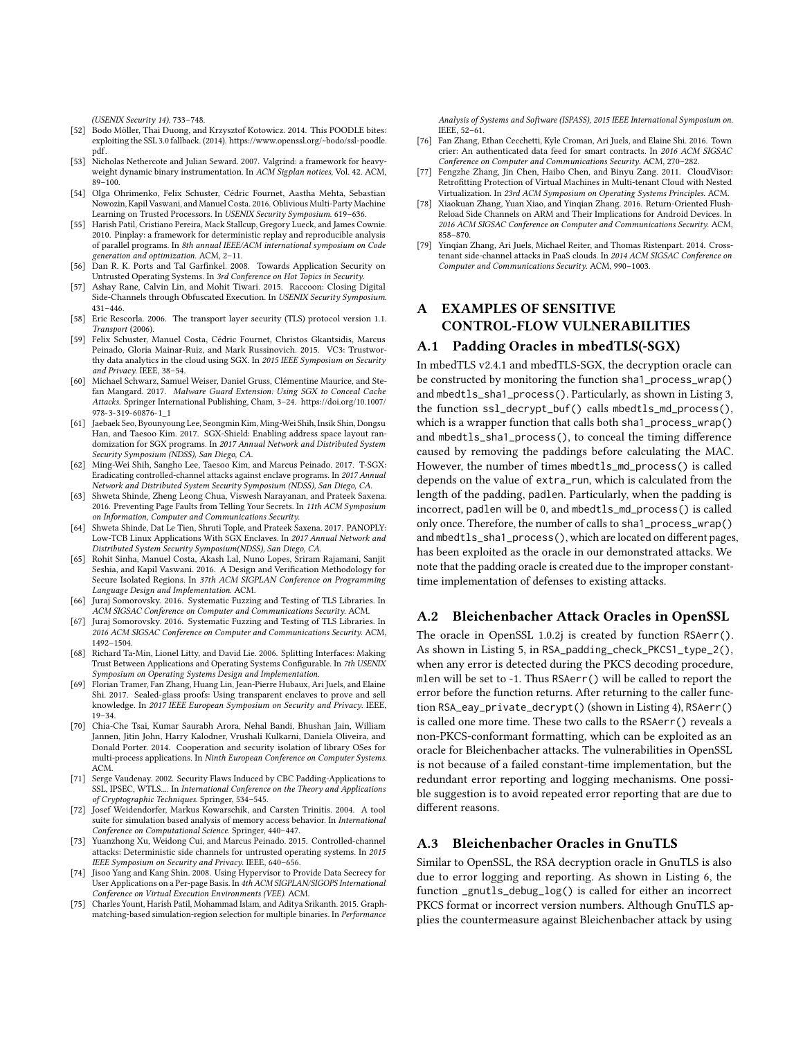(USENIX Security 14). 733–748.

[52] Bodo Möller, Thai Duong, and Krzysztof Kotowicz. 2014. This POODLE bites: exploiting the SSL 3.0 fallback. (2014). https://www.openssl.org/~bodo/ssl-poodle.pdf.

[53] Nicholas Nethercote and Julian Seward. 2007. Valgrind: a framework for heavyweight dynamic binary instrumentation. In *ACM Sigplan notices*, Vol. 42. ACM, 89–100.

[54] Olga Ohrimenko, Felix Schuster, Cédric Fournet, Aastha Mehta, Sebastian Nowozin, Kapil Vaswani, and Manuel Costa. 2016. Oblivious Multi-Party Machine Learning on Trusted Processors. In *USENIX Security Symposium*. 619–636.

[55] Harish Patil, Cristiano Pereira, Mack Stallcup, Gregory Lueck, and James Cownie. 2010. Pinplay: a framework for deterministic replay and reproducible analysis of parallel programs. In *8th annual IEEE/ACM international symposium on Code generation and optimization*. ACM, 2–11.

[56] Dan R. K. Ports and Tal Garfinkel. 2008. Towards Application Security on Untrusted Operating Systems. In *3rd Conference on Hot Topics in Security*.

[57] Ashay Rane, Calvin Lin, and Mohit Tiwari. 2015. Raccoon: Closing Digital Side-Channels through Obfuscated Execution. In *USENIX Security Symposium*. 431–446.

[58] Eric Rescorla. 2006. The transport layer security (TLS) protocol version 1.1. *Transport* (2006).

[59] Felix Schuster, Manuel Costa, Cédric Fournet, Christos Gkantsidis, Marcus Peinado, Gloria Mainar-Ruiz, and Mark Russinovich. 2015. VC3: Trustworthy data analytics in the cloud using SGX. In *2015 IEEE Symposium on Security and Privacy*. IEEE, 38–54.

[60] Michael Schwarz, Samuel Weiser, Daniel Gruss, Clémentine Maurice, and Stefan Mangard. 2017. *Malware Guard Extension: Using SGX to Conceal Cache Attacks*. Springer International Publishing, Cham, 3–24. https://doi.org/10.1007/978-3-319-60876-1_1

[61] Jaebaek Seo, Byounyoung Lee, Seongmin Kim, Ming-Wei Shih, Insik Shin, Dongsu Han, and Taesoo Kim. 2017. SGX-Shield: Enabling address space layout randomization for SGX programs. In *2017 Annual Network and Distributed System Security Symposium (NDSS), San Diego, CA*.

[62] Ming-Wei Shih, Sangho Lee, Taesoo Kim, and Marcus Peinado. 2017. T-SGX: Eradicating controlled-channel attacks against enclave programs. In *2017 Annual Network and Distributed System Security Symposium (NDSS), San Diego, CA*.

[63] Shweta Shinde, Zheng Leong Chua, Viswesh Narayanan, and Prateek Saxena. 2016. Preventing Page Faults from Telling Your Secrets. In *11th ACM Symposium on Information, Computer and Communications Security*.

[64] Shweta Shinde, Dat Le Tien, Shruti Tople, and Prateek Saxena. 2017. PANOPLY: Low-TCB Linux Applications With SGX Enclaves. In *2017 Annual Network and Distributed System Security Symposium(NDSS), San Diego, CA*.

[65] Rohit Sinha, Manuel Costa, Akash Lal, Nuno Lopes, Sriram Rajamani, Sanjit Seshia, and Kapil Vaswani. 2016. A Design and Verification Methodology for Secure Isolated Regions. In *37th ACM SIGPLAN Conference on Programming Language Design and Implementation*. ACM.

[66] Juraj Somorovsky. 2016. Systematic Fuzzing and Testing of TLS Libraries. In *ACM SIGSAC Conference on Computer and Communications Security*. ACM.

[67] Juraj Somorovsky. 2016. Systematic Fuzzing and Testing of TLS Libraries. In *2016 ACM SIGSAC Conference on Computer and Communications Security*. ACM, 1492–1504.

[68] Richard Ta-Min, Lionel Litty, and David Lie. 2006. Splitting Interfaces: Making Trust Between Applications and Operating Systems Configurable. In *7th USENIX Symposium on Operating Systems Design and Implementation*.

[69] Florian Tramer, Fan Zhang, Huang Lin, Jean-Pierre Hubaux, Ari Juels, and Elaine Shi. 2017. Sealed-glass proofs: Using transparent enclaves to prove and sell knowledge. In *2017 IEEE European Symposium on Security and Privacy*. IEEE, 19–34.

[70] Chia-Che Tsai, Kumar Saurabh Arora, Nehal Bandi, Bhushan Jain, William Jannen, Jitin John, Harry Kalodner, Vrushali Kulkarni, Daniela Oliveira, and Donald Porter. 2014. Cooperation and security isolation of library OSes for multi-process applications. In *Ninth European Conference on Computer Systems*. ACM.

[71] Serge Vaudenay. 2002. Security Flaws Induced by CBC Padding-Applications to SSL, IPSEC, WTLS.... In *International Conference on the Theory and Applications of Cryptographic Techniques*. Springer, 534–545.

[72] Josef Weidendorfer, Markus Kowarschik, and Carsten Trinitis. 2004. A tool suite for simulation based analysis of memory access behavior. In *International Conference on Computational Science*. Springer, 440–447.

[73] Yuanzhong Xu, Weidong Cui, and Marcus Peinado. 2015. Controlled-channel attacks: Deterministic side channels for untrusted operating systems. In *2015 IEEE Symposium on Security and Privacy*. IEEE, 640–656.

[74] Jisoo Yang and Kang Shin. 2008. Using Hypervisor to Provide Data Secrecy for User Applications on a Per-page Basis. In *4th ACM SIGPLAN/SIGOPS International Conference on Virtual Execution Environments (VEE)*. ACM.

[75] Charles Yount, Harish Patil, Mohammad Islam, and Aditya Srikanth. 2015. Graph-matching-based simulation-region selection for multiple binaries. In *Performance Analysis of Systems and Software (ISPASS), 2015 IEEE International Symposium on*. IEEE, 52–61.

[76] Fan Zhang, Ethan Cecchetti, Kyle Croman, Ari Juels, and Elaine Shi. 2016. Town crier: An authenticated data feed for smart contracts. In *2016 ACM SIGSAC Conference on Computer and Communications Security*. ACM, 270–282.

[77] Fengzhe Zhang, Jin Chen, Haibo Chen, and Binyu Zang. 2011. CloudVisor: Retrofitting Protection of Virtual Machines in Multi-tenant Cloud with Nested Virtualization. In *23rd ACM Symposium on Operating Systems Principles*. ACM.

[78] Xiaokuan Zhang, Yuan Xiao, and Yinqian Zhang. 2016. Return-Oriented Flush-Reload Side Channels on ARM and Their Implications for Android Devices. In *2016 ACM SIGSAC Conference on Computer and Communications Security*. ACM, 858–870.

[79] Yinqian Zhang, Ari Juels, Michael Reiter, and Thomas Ristenpart. 2014. Cross-tenant side-channel attacks in PaaS clouds. In *2014 ACM SIGSAC Conference on Computer and Communications Security*. ACM, 990–1003.

# A EXAMPLES OF SENSITIVE CONTROL-FLOW VULNERABILITIES

## A.1 Padding Oracles in mbedTLS(-SGX)

In mbedTLS v2.4.1 and mbedTLS-SGX, the decryption oracle can be constructed by monitoring the function `sha1_process_wrap()` and `mbedtls_sha1_process()`. Particularly, as shown in Listing 3, the function `ssl_decrypt_buf()` calls `mbedtls_md_process()`, which is a wrapper function that calls both `sha1_process_wrap()` and `mbedtls_sha1_process()`, to conceal the timing difference caused by removing the paddings before calculating the MAC. However, the number of times `mbedtls_md_process()` is called depends on the value of `extra_run`, which is calculated from the length of the padding, `padlen`. Particularly, when the padding is incorrect, `padlen` will be 0, and `mbedtls_md_process()` is called only once. Therefore, the number of calls to `sha1_process_wrap()` and `mbedtls_sha1_process()`, which are located on different pages, has been exploited as the oracle in our demonstrated attacks. We note that the padding oracle is created due to the improper constant-time implementation of defenses to existing attacks.

## A.2 Bleichenbacher Attack Oracles in OpenSSL

The oracle in OpenSSL 1.0.2j is created by function `RSAerr()`. As shown in Listing 5, in `RSA_padding_check_PKCS1_type_2()`, when any error is detected during the PKCS decoding procedure, `mlen` will be set to -1. Thus `RSAerr()` will be called to report the error before the function returns. After returning to the caller function `RSA_eay_private_decrypt()` (shown in Listing 4), `RSAerr()` is called one more time. These two calls to the `RSAerr()` reveals a non-PKCS-conformant formatting, which can be exploited as an oracle for Bleichenbacher attacks. The vulnerabilities in OpenSSL is not because of a failed constant-time implementation, but the redundant error reporting and logging mechanisms. One possible suggestion is to avoid repeated error reporting that are due to different reasons.

## A.3 Bleichenbacher Oracles in GnuTLS

Similar to OpenSSL, the RSA decryption oracle in GnuTLS is also due to error logging and reporting. As shown in Listing 6, the function `_gnutls_debug_log()` is called for either an incorrect PKCS format or incorrect version numbers. Although GnuTLS applies the countermeasure against Bleichenbacher attack by using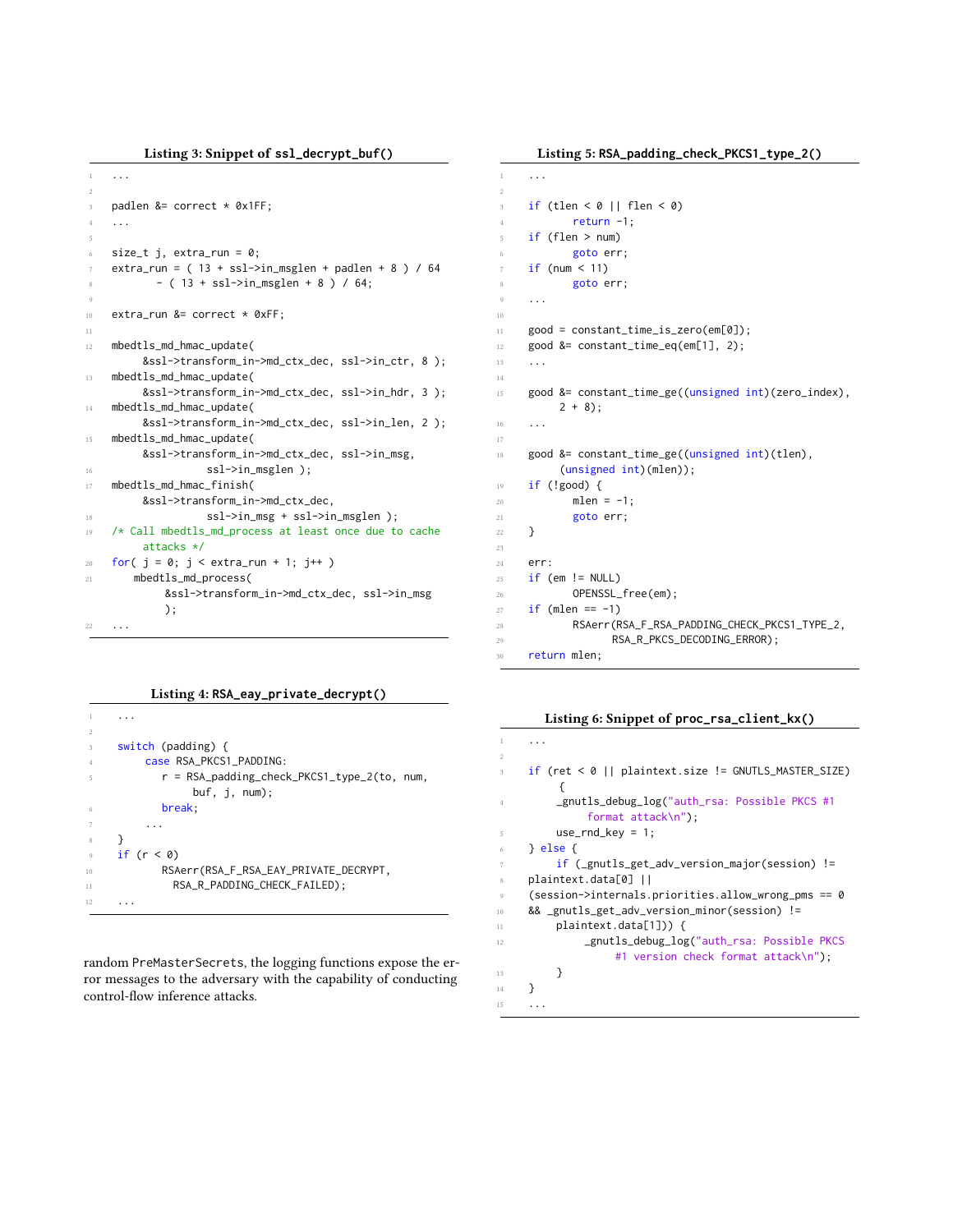**Listing 3: Snippet of `ssl_decrypt_buf()`**

```
...

padlen &= correct * 0x1FF;
...

size_t j, extra_run = 0;
extra_run = ( 13 + ssl->in_msglen + padlen + 8 ) / 64
        - ( 13 + ssl->in_msglen + 8 ) / 64;

extra_run &= correct * 0xFF;

mbedtls_md_hmac_update(
     &ssl->transform_in->md_ctx_dec, ssl->in_ctr, 8 );
mbedtls_md_hmac_update(
     &ssl->transform_in->md_ctx_dec, ssl->in_hdr, 3 );
mbedtls_md_hmac_update(
     &ssl->transform_in->md_ctx_dec, ssl->in_len, 2 );
mbedtls_md_hmac_update(
     &ssl->transform_in->md_ctx_dec, ssl->in_msg,
               ssl->in_msglen );
mbedtls_md_hmac_finish(
     &ssl->transform_in->md_ctx_dec,
               ssl->in_msg + ssl->in_msglen );
/* Call mbedtls_md_process at least once due to cache
     attacks */
for( j = 0; j < extra_run + 1; j++ )
    mbedtls_md_process(
         &ssl->transform_in->md_ctx_dec, ssl->in_msg
         );
...
```

**Listing 4: `RSA_eay_private_decrypt()`**

```
 ...

 switch (padding) {
      case RSA_PKCS1_PADDING:
         r = RSA_padding_check_PKCS1_type_2(to, num,
              buf, j, num);
         break;
      ...
 }
 if (r < 0)
         RSAerr(RSA_F_RSA_EAY_PRIVATE_DECRYPT,
           RSA_R_PADDING_CHECK_FAILED);
 ...
```

random PreMasterSecrets, the logging functions expose the error messages to the adversary with the capability of conducting control-flow inference attacks.

**Listing 5: `RSA_padding_check_PKCS1_type_2()`**

```
...

if (tlen < 0 || flen < 0)
        return -1;
if (flen > num)
        goto err;
if (num < 11)
        goto err;
...

good = constant_time_is_zero(em[0]);
good &= constant_time_eq(em[1], 2);
...

good &= constant_time_ge((unsigned int)(zero_index),
     2 + 8);
...

good &= constant_time_ge((unsigned int)(tlen),
     (unsigned int)(mlen));
if (!good) {
        mlen = -1;
        goto err;
}

err:
if (em != NULL)
        OPENSSL_free(em);
if (mlen == -1)
        RSAerr(RSA_F_RSA_PADDING_CHECK_PKCS1_TYPE_2,
               RSA_R_PKCS_DECODING_ERROR);
return mlen;
```

**Listing 6: Snippet of `proc_rsa_client_kx()`**

```
...

if (ret < 0 || plaintext.size != GNUTLS_MASTER_SIZE)
     {
     _gnutls_debug_log("auth_rsa: Possible PKCS #1
          format attack\n");
     use_rnd_key = 1;
} else {
     if (_gnutls_get_adv_version_major(session) !=
plaintext.data[0] ||
(session->internals.priorities.allow_wrong_pms == 0
&& _gnutls_get_adv_version_minor(session) !=
     plaintext.data[1])) {
          _gnutls_debug_log("auth_rsa: Possible PKCS
               #1 version check format attack\n");
     }
}
...
```